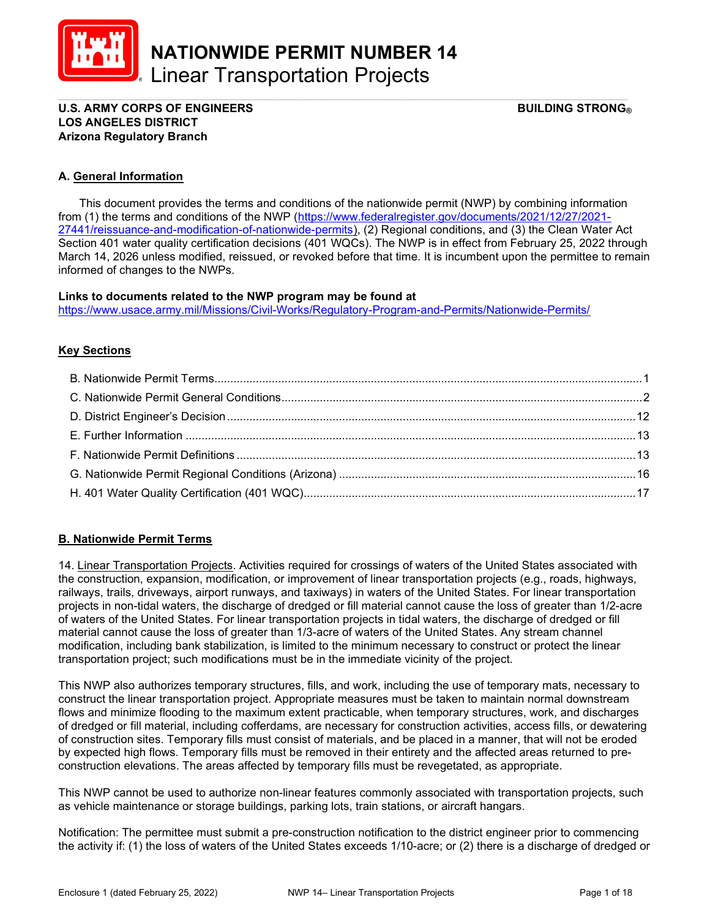# NATIONWIDE PERMIT NUMBER 14
## Linear Transportation Projects

**U.S. ARMY CORPS OF ENGINEERS** **BUILDING STRONG®**
**LOS ANGELES DISTRICT**
**Arizona Regulatory Branch**

### A. General Information

This document provides the terms and conditions of the nationwide permit (NWP) by combining information from (1) the terms and conditions of the NWP (https://www.federalregister.gov/documents/2021/12/27/2021-27441/reissuance-and-modification-of-nationwide-permits), (2) Regional conditions, and (3) the Clean Water Act Section 401 water quality certification decisions (401 WQCs). The NWP is in effect from February 25, 2022 through March 14, 2026 unless modified, reissued, or revoked before that time. It is incumbent upon the permittee to remain informed of changes to the NWPs.

**Links to documents related to the NWP program may be found at**
https://www.usace.army.mil/Missions/Civil-Works/Regulatory-Program-and-Permits/Nationwide-Permits/

### Key Sections

- B. Nationwide Permit Terms....1
- C. Nationwide Permit General Conditions....2
- D. District Engineer's Decision....12
- E. Further Information....13
- F. Nationwide Permit Definitions....13
- G. Nationwide Permit Regional Conditions (Arizona)....16
- H. 401 Water Quality Certification (401 WQC)....17

### B. Nationwide Permit Terms

14. Linear Transportation Projects. Activities required for crossings of waters of the United States associated with the construction, expansion, modification, or improvement of linear transportation projects (e.g., roads, highways, railways, trails, driveways, airport runways, and taxiways) in waters of the United States. For linear transportation projects in non-tidal waters, the discharge of dredged or fill material cannot cause the loss of greater than 1/2-acre of waters of the United States. For linear transportation projects in tidal waters, the discharge of dredged or fill material cannot cause the loss of greater than 1/3-acre of waters of the United States. Any stream channel modification, including bank stabilization, is limited to the minimum necessary to construct or protect the linear transportation project; such modifications must be in the immediate vicinity of the project.

This NWP also authorizes temporary structures, fills, and work, including the use of temporary mats, necessary to construct the linear transportation project. Appropriate measures must be taken to maintain normal downstream flows and minimize flooding to the maximum extent practicable, when temporary structures, work, and discharges of dredged or fill material, including cofferdams, are necessary for construction activities, access fills, or dewatering of construction sites. Temporary fills must consist of materials, and be placed in a manner, that will not be eroded by expected high flows. Temporary fills must be removed in their entirety and the affected areas returned to pre-construction elevations. The areas affected by temporary fills must be revegetated, as appropriate.

This NWP cannot be used to authorize non-linear features commonly associated with transportation projects, such as vehicle maintenance or storage buildings, parking lots, train stations, or aircraft hangars.

Notification: The permittee must submit a pre-construction notification to the district engineer prior to commencing the activity if: (1) the loss of waters of the United States exceeds 1/10-acre; or (2) there is a discharge of dredged or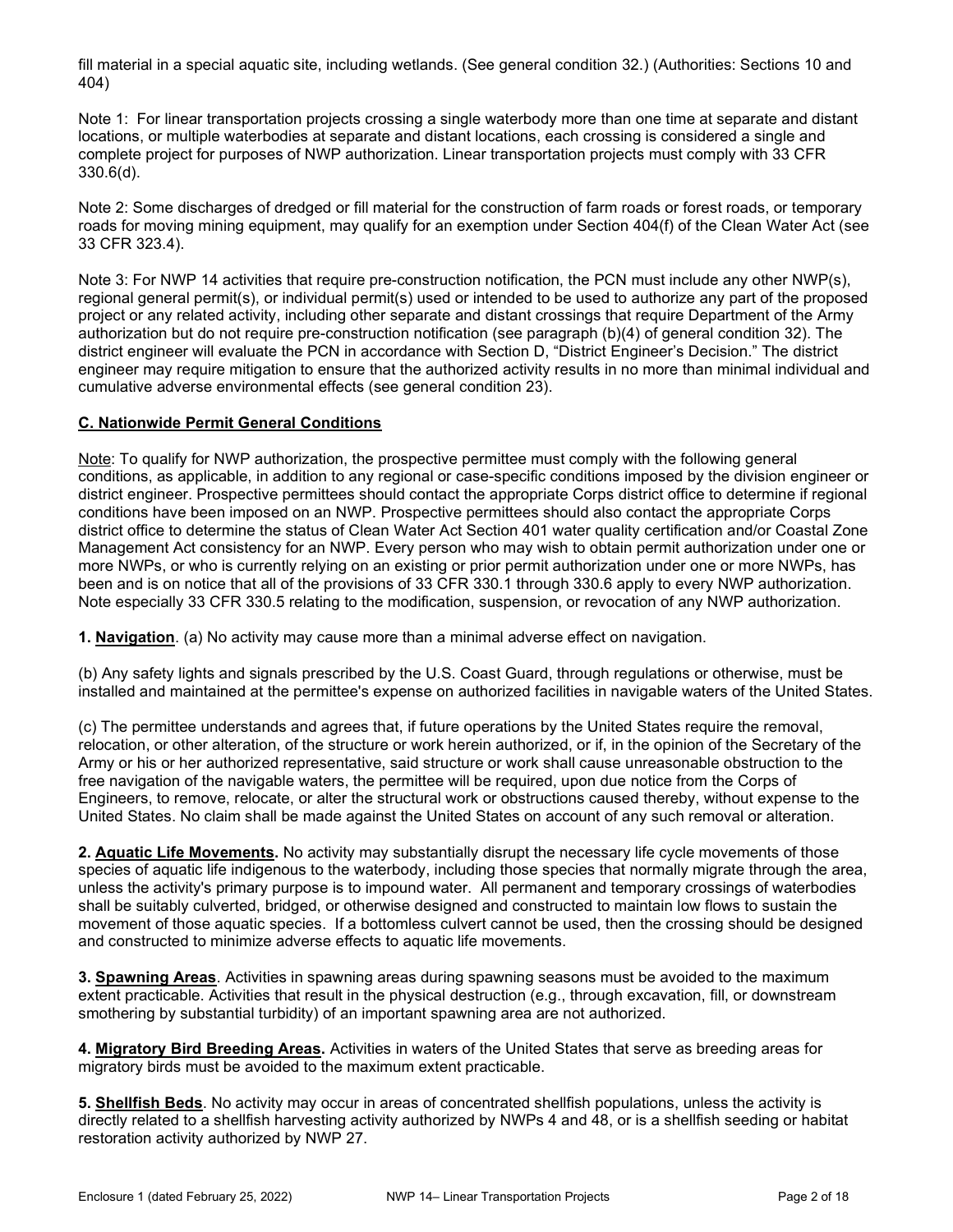fill material in a special aquatic site, including wetlands. (See general condition 32.) (Authorities: Sections 10 and 404)

Note 1: For linear transportation projects crossing a single waterbody more than one time at separate and distant locations, or multiple waterbodies at separate and distant locations, each crossing is considered a single and complete project for purposes of NWP authorization. Linear transportation projects must comply with 33 CFR 330.6(d).

Note 2: Some discharges of dredged or fill material for the construction of farm roads or forest roads, or temporary roads for moving mining equipment, may qualify for an exemption under Section 404(f) of the Clean Water Act (see 33 CFR 323.4).

Note 3: For NWP 14 activities that require pre-construction notification, the PCN must include any other NWP(s), regional general permit(s), or individual permit(s) used or intended to be used to authorize any part of the proposed project or any related activity, including other separate and distant crossings that require Department of the Army authorization but do not require pre-construction notification (see paragraph (b)(4) of general condition 32). The district engineer will evaluate the PCN in accordance with Section D, "District Engineer's Decision." The district engineer may require mitigation to ensure that the authorized activity results in no more than minimal individual and cumulative adverse environmental effects (see general condition 23).

## C. Nationwide Permit General Conditions

Note: To qualify for NWP authorization, the prospective permittee must comply with the following general conditions, as applicable, in addition to any regional or case-specific conditions imposed by the division engineer or district engineer. Prospective permittees should contact the appropriate Corps district office to determine if regional conditions have been imposed on an NWP. Prospective permittees should also contact the appropriate Corps district office to determine the status of Clean Water Act Section 401 water quality certification and/or Coastal Zone Management Act consistency for an NWP. Every person who may wish to obtain permit authorization under one or more NWPs, or who is currently relying on an existing or prior permit authorization under one or more NWPs, has been and is on notice that all of the provisions of 33 CFR 330.1 through 330.6 apply to every NWP authorization. Note especially 33 CFR 330.5 relating to the modification, suspension, or revocation of any NWP authorization.

**1. Navigation**. (a) No activity may cause more than a minimal adverse effect on navigation.

(b) Any safety lights and signals prescribed by the U.S. Coast Guard, through regulations or otherwise, must be installed and maintained at the permittee's expense on authorized facilities in navigable waters of the United States.

(c) The permittee understands and agrees that, if future operations by the United States require the removal, relocation, or other alteration, of the structure or work herein authorized, or if, in the opinion of the Secretary of the Army or his or her authorized representative, said structure or work shall cause unreasonable obstruction to the free navigation of the navigable waters, the permittee will be required, upon due notice from the Corps of Engineers, to remove, relocate, or alter the structural work or obstructions caused thereby, without expense to the United States. No claim shall be made against the United States on account of any such removal or alteration.

**2. Aquatic Life Movements.** No activity may substantially disrupt the necessary life cycle movements of those species of aquatic life indigenous to the waterbody, including those species that normally migrate through the area, unless the activity's primary purpose is to impound water. All permanent and temporary crossings of waterbodies shall be suitably culverted, bridged, or otherwise designed and constructed to maintain low flows to sustain the movement of those aquatic species. If a bottomless culvert cannot be used, then the crossing should be designed and constructed to minimize adverse effects to aquatic life movements.

**3. Spawning Areas**. Activities in spawning areas during spawning seasons must be avoided to the maximum extent practicable. Activities that result in the physical destruction (e.g., through excavation, fill, or downstream smothering by substantial turbidity) of an important spawning area are not authorized.

**4. Migratory Bird Breeding Areas.** Activities in waters of the United States that serve as breeding areas for migratory birds must be avoided to the maximum extent practicable.

**5. Shellfish Beds**. No activity may occur in areas of concentrated shellfish populations, unless the activity is directly related to a shellfish harvesting activity authorized by NWPs 4 and 48, or is a shellfish seeding or habitat restoration activity authorized by NWP 27.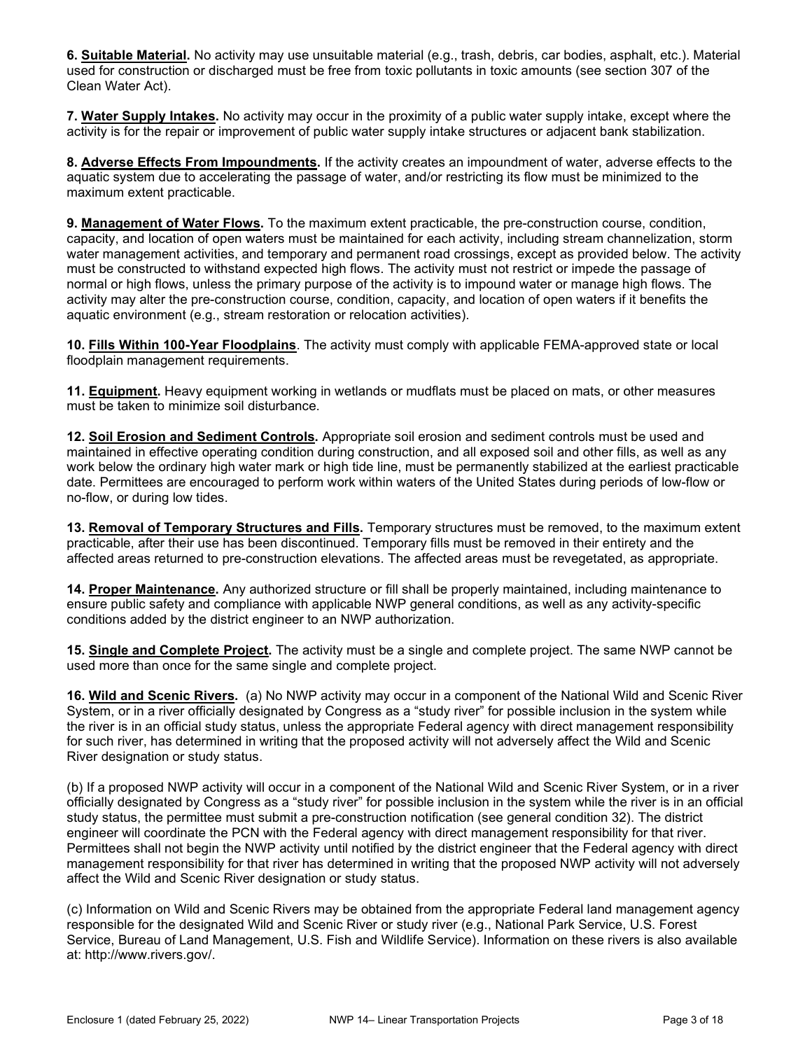**6. <u>Suitable Material</u>.** No activity may use unsuitable material (e.g., trash, debris, car bodies, asphalt, etc.). Material used for construction or discharged must be free from toxic pollutants in toxic amounts (see section 307 of the Clean Water Act).

**7. <u>Water Supply Intakes</u>.** No activity may occur in the proximity of a public water supply intake, except where the activity is for the repair or improvement of public water supply intake structures or adjacent bank stabilization.

**8. <u>Adverse Effects From Impoundments</u>.** If the activity creates an impoundment of water, adverse effects to the aquatic system due to accelerating the passage of water, and/or restricting its flow must be minimized to the maximum extent practicable.

**9. <u>Management of Water Flows</u>.** To the maximum extent practicable, the pre-construction course, condition, capacity, and location of open waters must be maintained for each activity, including stream channelization, storm water management activities, and temporary and permanent road crossings, except as provided below. The activity must be constructed to withstand expected high flows. The activity must not restrict or impede the passage of normal or high flows, unless the primary purpose of the activity is to impound water or manage high flows. The activity may alter the pre-construction course, condition, capacity, and location of open waters if it benefits the aquatic environment (e.g., stream restoration or relocation activities).

**10. <u>Fills Within 100-Year Floodplains</u>**. The activity must comply with applicable FEMA-approved state or local floodplain management requirements.

**11. <u>Equipment</u>.** Heavy equipment working in wetlands or mudflats must be placed on mats, or other measures must be taken to minimize soil disturbance.

**12. <u>Soil Erosion and Sediment Controls</u>.** Appropriate soil erosion and sediment controls must be used and maintained in effective operating condition during construction, and all exposed soil and other fills, as well as any work below the ordinary high water mark or high tide line, must be permanently stabilized at the earliest practicable date. Permittees are encouraged to perform work within waters of the United States during periods of low-flow or no-flow, or during low tides.

**13. <u>Removal of Temporary Structures and Fills</u>.** Temporary structures must be removed, to the maximum extent practicable, after their use has been discontinued. Temporary fills must be removed in their entirety and the affected areas returned to pre-construction elevations. The affected areas must be revegetated, as appropriate.

**14. <u>Proper Maintenance</u>.** Any authorized structure or fill shall be properly maintained, including maintenance to ensure public safety and compliance with applicable NWP general conditions, as well as any activity-specific conditions added by the district engineer to an NWP authorization.

**15. <u>Single and Complete Project</u>.** The activity must be a single and complete project. The same NWP cannot be used more than once for the same single and complete project.

**16. <u>Wild and Scenic Rivers</u>.** (a) No NWP activity may occur in a component of the National Wild and Scenic River System, or in a river officially designated by Congress as a "study river" for possible inclusion in the system while the river is in an official study status, unless the appropriate Federal agency with direct management responsibility for such river, has determined in writing that the proposed activity will not adversely affect the Wild and Scenic River designation or study status.

(b) If a proposed NWP activity will occur in a component of the National Wild and Scenic River System, or in a river officially designated by Congress as a "study river" for possible inclusion in the system while the river is in an official study status, the permittee must submit a pre-construction notification (see general condition 32). The district engineer will coordinate the PCN with the Federal agency with direct management responsibility for that river. Permittees shall not begin the NWP activity until notified by the district engineer that the Federal agency with direct management responsibility for that river has determined in writing that the proposed NWP activity will not adversely affect the Wild and Scenic River designation or study status.

(c) Information on Wild and Scenic Rivers may be obtained from the appropriate Federal land management agency responsible for the designated Wild and Scenic River or study river (e.g., National Park Service, U.S. Forest Service, Bureau of Land Management, U.S. Fish and Wildlife Service). Information on these rivers is also available at: http://www.rivers.gov/.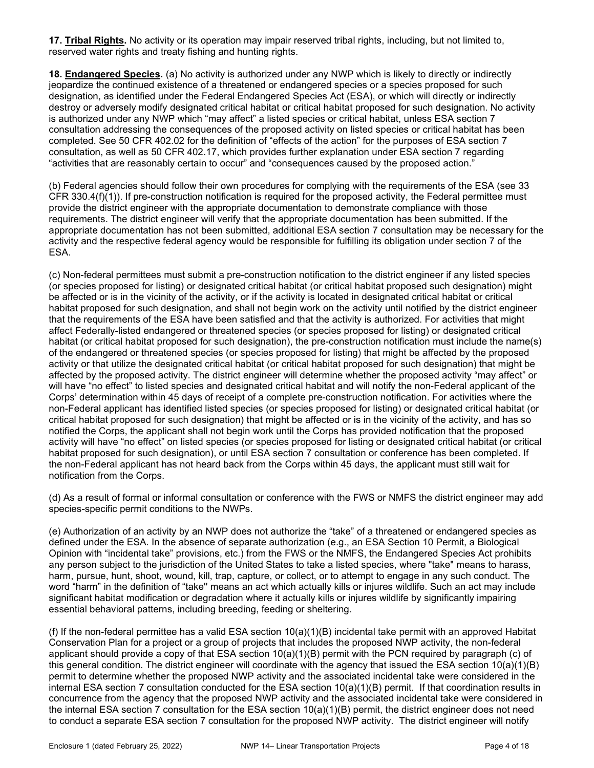**17. Tribal Rights.** No activity or its operation may impair reserved tribal rights, including, but not limited to, reserved water rights and treaty fishing and hunting rights.

**18. Endangered Species.** (a) No activity is authorized under any NWP which is likely to directly or indirectly jeopardize the continued existence of a threatened or endangered species or a species proposed for such designation, as identified under the Federal Endangered Species Act (ESA), or which will directly or indirectly destroy or adversely modify designated critical habitat or critical habitat proposed for such designation. No activity is authorized under any NWP which "may affect" a listed species or critical habitat, unless ESA section 7 consultation addressing the consequences of the proposed activity on listed species or critical habitat has been completed. See 50 CFR 402.02 for the definition of "effects of the action" for the purposes of ESA section 7 consultation, as well as 50 CFR 402.17, which provides further explanation under ESA section 7 regarding "activities that are reasonably certain to occur" and "consequences caused by the proposed action."

(b) Federal agencies should follow their own procedures for complying with the requirements of the ESA (see 33 CFR 330.4(f)(1)). If pre-construction notification is required for the proposed activity, the Federal permittee must provide the district engineer with the appropriate documentation to demonstrate compliance with those requirements. The district engineer will verify that the appropriate documentation has been submitted. If the appropriate documentation has not been submitted, additional ESA section 7 consultation may be necessary for the activity and the respective federal agency would be responsible for fulfilling its obligation under section 7 of the ESA.

(c) Non-federal permittees must submit a pre-construction notification to the district engineer if any listed species (or species proposed for listing) or designated critical habitat (or critical habitat proposed such designation) might be affected or is in the vicinity of the activity, or if the activity is located in designated critical habitat or critical habitat proposed for such designation, and shall not begin work on the activity until notified by the district engineer that the requirements of the ESA have been satisfied and that the activity is authorized. For activities that might affect Federally-listed endangered or threatened species (or species proposed for listing) or designated critical habitat (or critical habitat proposed for such designation), the pre-construction notification must include the name(s) of the endangered or threatened species (or species proposed for listing) that might be affected by the proposed activity or that utilize the designated critical habitat (or critical habitat proposed for such designation) that might be affected by the proposed activity. The district engineer will determine whether the proposed activity "may affect" or will have "no effect" to listed species and designated critical habitat and will notify the non-Federal applicant of the Corps' determination within 45 days of receipt of a complete pre-construction notification. For activities where the non-Federal applicant has identified listed species (or species proposed for listing) or designated critical habitat (or critical habitat proposed for such designation) that might be affected or is in the vicinity of the activity, and has so notified the Corps, the applicant shall not begin work until the Corps has provided notification that the proposed activity will have "no effect" on listed species (or species proposed for listing or designated critical habitat (or critical habitat proposed for such designation), or until ESA section 7 consultation or conference has been completed. If the non-Federal applicant has not heard back from the Corps within 45 days, the applicant must still wait for notification from the Corps.

(d) As a result of formal or informal consultation or conference with the FWS or NMFS the district engineer may add species-specific permit conditions to the NWPs.

(e) Authorization of an activity by an NWP does not authorize the "take" of a threatened or endangered species as defined under the ESA. In the absence of separate authorization (e.g., an ESA Section 10 Permit, a Biological Opinion with "incidental take" provisions, etc.) from the FWS or the NMFS, the Endangered Species Act prohibits any person subject to the jurisdiction of the United States to take a listed species, where "take" means to harass, harm, pursue, hunt, shoot, wound, kill, trap, capture, or collect, or to attempt to engage in any such conduct. The word "harm" in the definition of "take'' means an act which actually kills or injures wildlife. Such an act may include significant habitat modification or degradation where it actually kills or injures wildlife by significantly impairing essential behavioral patterns, including breeding, feeding or sheltering.

(f) If the non-federal permittee has a valid ESA section 10(a)(1)(B) incidental take permit with an approved Habitat Conservation Plan for a project or a group of projects that includes the proposed NWP activity, the non-federal applicant should provide a copy of that ESA section 10(a)(1)(B) permit with the PCN required by paragraph (c) of this general condition. The district engineer will coordinate with the agency that issued the ESA section 10(a)(1)(B) permit to determine whether the proposed NWP activity and the associated incidental take were considered in the internal ESA section 7 consultation conducted for the ESA section 10(a)(1)(B) permit. If that coordination results in concurrence from the agency that the proposed NWP activity and the associated incidental take were considered in the internal ESA section 7 consultation for the ESA section 10(a)(1)(B) permit, the district engineer does not need to conduct a separate ESA section 7 consultation for the proposed NWP activity. The district engineer will notify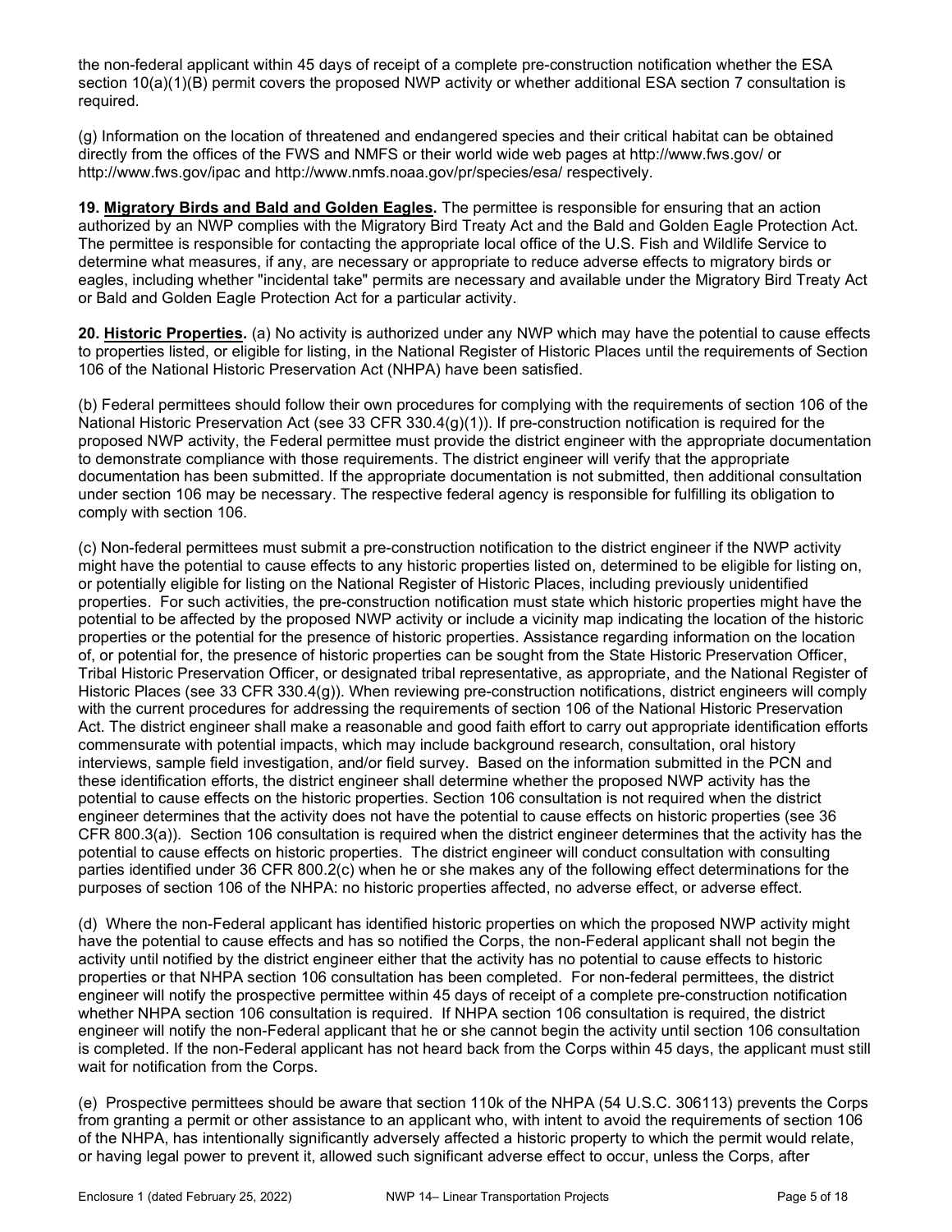the non-federal applicant within 45 days of receipt of a complete pre-construction notification whether the ESA section 10(a)(1)(B) permit covers the proposed NWP activity or whether additional ESA section 7 consultation is required.

(g) Information on the location of threatened and endangered species and their critical habitat can be obtained directly from the offices of the FWS and NMFS or their world wide web pages at http://www.fws.gov/ or http://www.fws.gov/ipac and http://www.nmfs.noaa.gov/pr/species/esa/ respectively.

**19. Migratory Birds and Bald and Golden Eagles.** The permittee is responsible for ensuring that an action authorized by an NWP complies with the Migratory Bird Treaty Act and the Bald and Golden Eagle Protection Act. The permittee is responsible for contacting the appropriate local office of the U.S. Fish and Wildlife Service to determine what measures, if any, are necessary or appropriate to reduce adverse effects to migratory birds or eagles, including whether "incidental take" permits are necessary and available under the Migratory Bird Treaty Act or Bald and Golden Eagle Protection Act for a particular activity.

**20. Historic Properties.** (a) No activity is authorized under any NWP which may have the potential to cause effects to properties listed, or eligible for listing, in the National Register of Historic Places until the requirements of Section 106 of the National Historic Preservation Act (NHPA) have been satisfied.

(b) Federal permittees should follow their own procedures for complying with the requirements of section 106 of the National Historic Preservation Act (see 33 CFR 330.4(g)(1)). If pre-construction notification is required for the proposed NWP activity, the Federal permittee must provide the district engineer with the appropriate documentation to demonstrate compliance with those requirements. The district engineer will verify that the appropriate documentation has been submitted. If the appropriate documentation is not submitted, then additional consultation under section 106 may be necessary. The respective federal agency is responsible for fulfilling its obligation to comply with section 106.

(c) Non-federal permittees must submit a pre-construction notification to the district engineer if the NWP activity might have the potential to cause effects to any historic properties listed on, determined to be eligible for listing on, or potentially eligible for listing on the National Register of Historic Places, including previously unidentified properties. For such activities, the pre-construction notification must state which historic properties might have the potential to be affected by the proposed NWP activity or include a vicinity map indicating the location of the historic properties or the potential for the presence of historic properties. Assistance regarding information on the location of, or potential for, the presence of historic properties can be sought from the State Historic Preservation Officer, Tribal Historic Preservation Officer, or designated tribal representative, as appropriate, and the National Register of Historic Places (see 33 CFR 330.4(g)). When reviewing pre-construction notifications, district engineers will comply with the current procedures for addressing the requirements of section 106 of the National Historic Preservation Act. The district engineer shall make a reasonable and good faith effort to carry out appropriate identification efforts commensurate with potential impacts, which may include background research, consultation, oral history interviews, sample field investigation, and/or field survey. Based on the information submitted in the PCN and these identification efforts, the district engineer shall determine whether the proposed NWP activity has the potential to cause effects on the historic properties. Section 106 consultation is not required when the district engineer determines that the activity does not have the potential to cause effects on historic properties (see 36 CFR 800.3(a)). Section 106 consultation is required when the district engineer determines that the activity has the potential to cause effects on historic properties. The district engineer will conduct consultation with consulting parties identified under 36 CFR 800.2(c) when he or she makes any of the following effect determinations for the purposes of section 106 of the NHPA: no historic properties affected, no adverse effect, or adverse effect.

(d) Where the non-Federal applicant has identified historic properties on which the proposed NWP activity might have the potential to cause effects and has so notified the Corps, the non-Federal applicant shall not begin the activity until notified by the district engineer either that the activity has no potential to cause effects to historic properties or that NHPA section 106 consultation has been completed. For non-federal permittees, the district engineer will notify the prospective permittee within 45 days of receipt of a complete pre-construction notification whether NHPA section 106 consultation is required. If NHPA section 106 consultation is required, the district engineer will notify the non-Federal applicant that he or she cannot begin the activity until section 106 consultation is completed. If the non-Federal applicant has not heard back from the Corps within 45 days, the applicant must still wait for notification from the Corps.

(e) Prospective permittees should be aware that section 110k of the NHPA (54 U.S.C. 306113) prevents the Corps from granting a permit or other assistance to an applicant who, with intent to avoid the requirements of section 106 of the NHPA, has intentionally significantly adversely affected a historic property to which the permit would relate, or having legal power to prevent it, allowed such significant adverse effect to occur, unless the Corps, after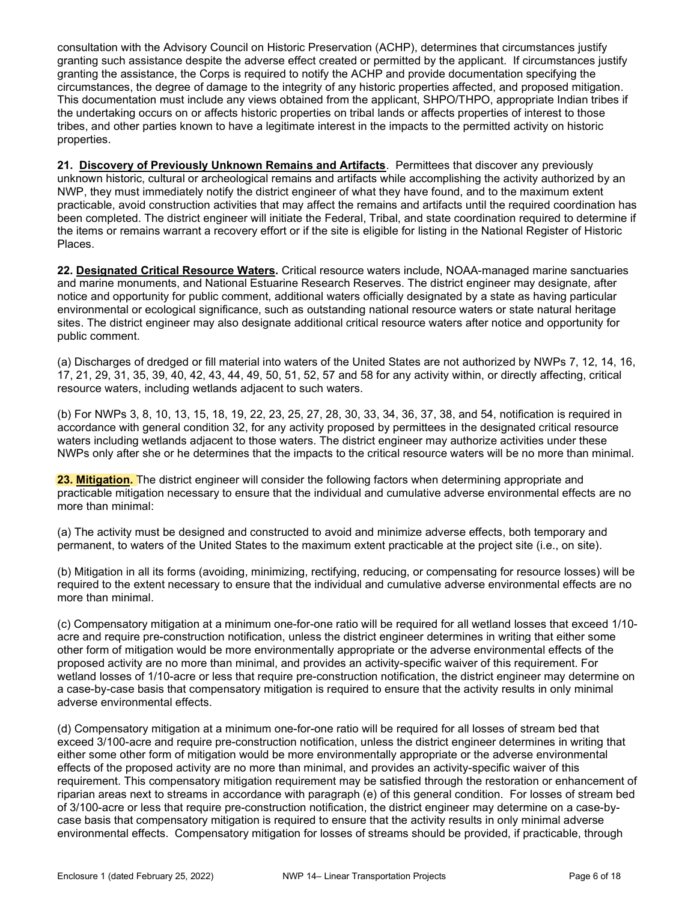consultation with the Advisory Council on Historic Preservation (ACHP), determines that circumstances justify granting such assistance despite the adverse effect created or permitted by the applicant. If circumstances justify granting the assistance, the Corps is required to notify the ACHP and provide documentation specifying the circumstances, the degree of damage to the integrity of any historic properties affected, and proposed mitigation. This documentation must include any views obtained from the applicant, SHPO/THPO, appropriate Indian tribes if the undertaking occurs on or affects historic properties on tribal lands or affects properties of interest to those tribes, and other parties known to have a legitimate interest in the impacts to the permitted activity on historic properties.

**21. Discovery of Previously Unknown Remains and Artifacts**. Permittees that discover any previously unknown historic, cultural or archeological remains and artifacts while accomplishing the activity authorized by an NWP, they must immediately notify the district engineer of what they have found, and to the maximum extent practicable, avoid construction activities that may affect the remains and artifacts until the required coordination has been completed. The district engineer will initiate the Federal, Tribal, and state coordination required to determine if the items or remains warrant a recovery effort or if the site is eligible for listing in the National Register of Historic Places.

**22. Designated Critical Resource Waters.** Critical resource waters include, NOAA-managed marine sanctuaries and marine monuments, and National Estuarine Research Reserves. The district engineer may designate, after notice and opportunity for public comment, additional waters officially designated by a state as having particular environmental or ecological significance, such as outstanding national resource waters or state natural heritage sites. The district engineer may also designate additional critical resource waters after notice and opportunity for public comment.

(a) Discharges of dredged or fill material into waters of the United States are not authorized by NWPs 7, 12, 14, 16, 17, 21, 29, 31, 35, 39, 40, 42, 43, 44, 49, 50, 51, 52, 57 and 58 for any activity within, or directly affecting, critical resource waters, including wetlands adjacent to such waters.

(b) For NWPs 3, 8, 10, 13, 15, 18, 19, 22, 23, 25, 27, 28, 30, 33, 34, 36, 37, 38, and 54, notification is required in accordance with general condition 32, for any activity proposed by permittees in the designated critical resource waters including wetlands adjacent to those waters. The district engineer may authorize activities under these NWPs only after she or he determines that the impacts to the critical resource waters will be no more than minimal.

**23. Mitigation.** The district engineer will consider the following factors when determining appropriate and practicable mitigation necessary to ensure that the individual and cumulative adverse environmental effects are no more than minimal:

(a) The activity must be designed and constructed to avoid and minimize adverse effects, both temporary and permanent, to waters of the United States to the maximum extent practicable at the project site (i.e., on site).

(b) Mitigation in all its forms (avoiding, minimizing, rectifying, reducing, or compensating for resource losses) will be required to the extent necessary to ensure that the individual and cumulative adverse environmental effects are no more than minimal.

(c) Compensatory mitigation at a minimum one-for-one ratio will be required for all wetland losses that exceed 1/10-acre and require pre-construction notification, unless the district engineer determines in writing that either some other form of mitigation would be more environmentally appropriate or the adverse environmental effects of the proposed activity are no more than minimal, and provides an activity-specific waiver of this requirement. For wetland losses of 1/10-acre or less that require pre-construction notification, the district engineer may determine on a case-by-case basis that compensatory mitigation is required to ensure that the activity results in only minimal adverse environmental effects.

(d) Compensatory mitigation at a minimum one-for-one ratio will be required for all losses of stream bed that exceed 3/100-acre and require pre-construction notification, unless the district engineer determines in writing that either some other form of mitigation would be more environmentally appropriate or the adverse environmental effects of the proposed activity are no more than minimal, and provides an activity-specific waiver of this requirement. This compensatory mitigation requirement may be satisfied through the restoration or enhancement of riparian areas next to streams in accordance with paragraph (e) of this general condition. For losses of stream bed of 3/100-acre or less that require pre-construction notification, the district engineer may determine on a case-by-case basis that compensatory mitigation is required to ensure that the activity results in only minimal adverse environmental effects. Compensatory mitigation for losses of streams should be provided, if practicable, through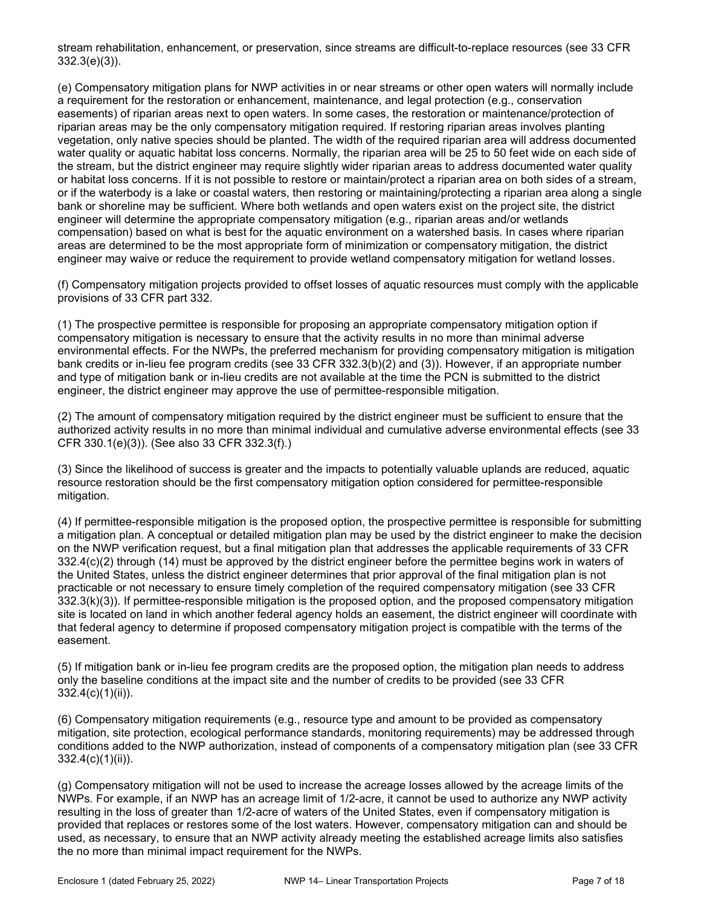stream rehabilitation, enhancement, or preservation, since streams are difficult-to-replace resources (see 33 CFR 332.3(e)(3)).

(e) Compensatory mitigation plans for NWP activities in or near streams or other open waters will normally include a requirement for the restoration or enhancement, maintenance, and legal protection (e.g., conservation easements) of riparian areas next to open waters. In some cases, the restoration or maintenance/protection of riparian areas may be the only compensatory mitigation required. If restoring riparian areas involves planting vegetation, only native species should be planted. The width of the required riparian area will address documented water quality or aquatic habitat loss concerns. Normally, the riparian area will be 25 to 50 feet wide on each side of the stream, but the district engineer may require slightly wider riparian areas to address documented water quality or habitat loss concerns. If it is not possible to restore or maintain/protect a riparian area on both sides of a stream, or if the waterbody is a lake or coastal waters, then restoring or maintaining/protecting a riparian area along a single bank or shoreline may be sufficient. Where both wetlands and open waters exist on the project site, the district engineer will determine the appropriate compensatory mitigation (e.g., riparian areas and/or wetlands compensation) based on what is best for the aquatic environment on a watershed basis. In cases where riparian areas are determined to be the most appropriate form of minimization or compensatory mitigation, the district engineer may waive or reduce the requirement to provide wetland compensatory mitigation for wetland losses.

(f) Compensatory mitigation projects provided to offset losses of aquatic resources must comply with the applicable provisions of 33 CFR part 332.

(1) The prospective permittee is responsible for proposing an appropriate compensatory mitigation option if compensatory mitigation is necessary to ensure that the activity results in no more than minimal adverse environmental effects. For the NWPs, the preferred mechanism for providing compensatory mitigation is mitigation bank credits or in-lieu fee program credits (see 33 CFR 332.3(b)(2) and (3)). However, if an appropriate number and type of mitigation bank or in-lieu credits are not available at the time the PCN is submitted to the district engineer, the district engineer may approve the use of permittee-responsible mitigation.

(2) The amount of compensatory mitigation required by the district engineer must be sufficient to ensure that the authorized activity results in no more than minimal individual and cumulative adverse environmental effects (see 33 CFR 330.1(e)(3)). (See also 33 CFR 332.3(f).)

(3) Since the likelihood of success is greater and the impacts to potentially valuable uplands are reduced, aquatic resource restoration should be the first compensatory mitigation option considered for permittee-responsible mitigation.

(4) If permittee-responsible mitigation is the proposed option, the prospective permittee is responsible for submitting a mitigation plan. A conceptual or detailed mitigation plan may be used by the district engineer to make the decision on the NWP verification request, but a final mitigation plan that addresses the applicable requirements of 33 CFR 332.4(c)(2) through (14) must be approved by the district engineer before the permittee begins work in waters of the United States, unless the district engineer determines that prior approval of the final mitigation plan is not practicable or not necessary to ensure timely completion of the required compensatory mitigation (see 33 CFR 332.3(k)(3)). If permittee-responsible mitigation is the proposed option, and the proposed compensatory mitigation site is located on land in which another federal agency holds an easement, the district engineer will coordinate with that federal agency to determine if proposed compensatory mitigation project is compatible with the terms of the easement.

(5) If mitigation bank or in-lieu fee program credits are the proposed option, the mitigation plan needs to address only the baseline conditions at the impact site and the number of credits to be provided (see 33 CFR 332.4(c)(1)(ii)).

(6) Compensatory mitigation requirements (e.g., resource type and amount to be provided as compensatory mitigation, site protection, ecological performance standards, monitoring requirements) may be addressed through conditions added to the NWP authorization, instead of components of a compensatory mitigation plan (see 33 CFR 332.4(c)(1)(ii)).

(g) Compensatory mitigation will not be used to increase the acreage losses allowed by the acreage limits of the NWPs. For example, if an NWP has an acreage limit of 1/2-acre, it cannot be used to authorize any NWP activity resulting in the loss of greater than 1/2-acre of waters of the United States, even if compensatory mitigation is provided that replaces or restores some of the lost waters. However, compensatory mitigation can and should be used, as necessary, to ensure that an NWP activity already meeting the established acreage limits also satisfies the no more than minimal impact requirement for the NWPs.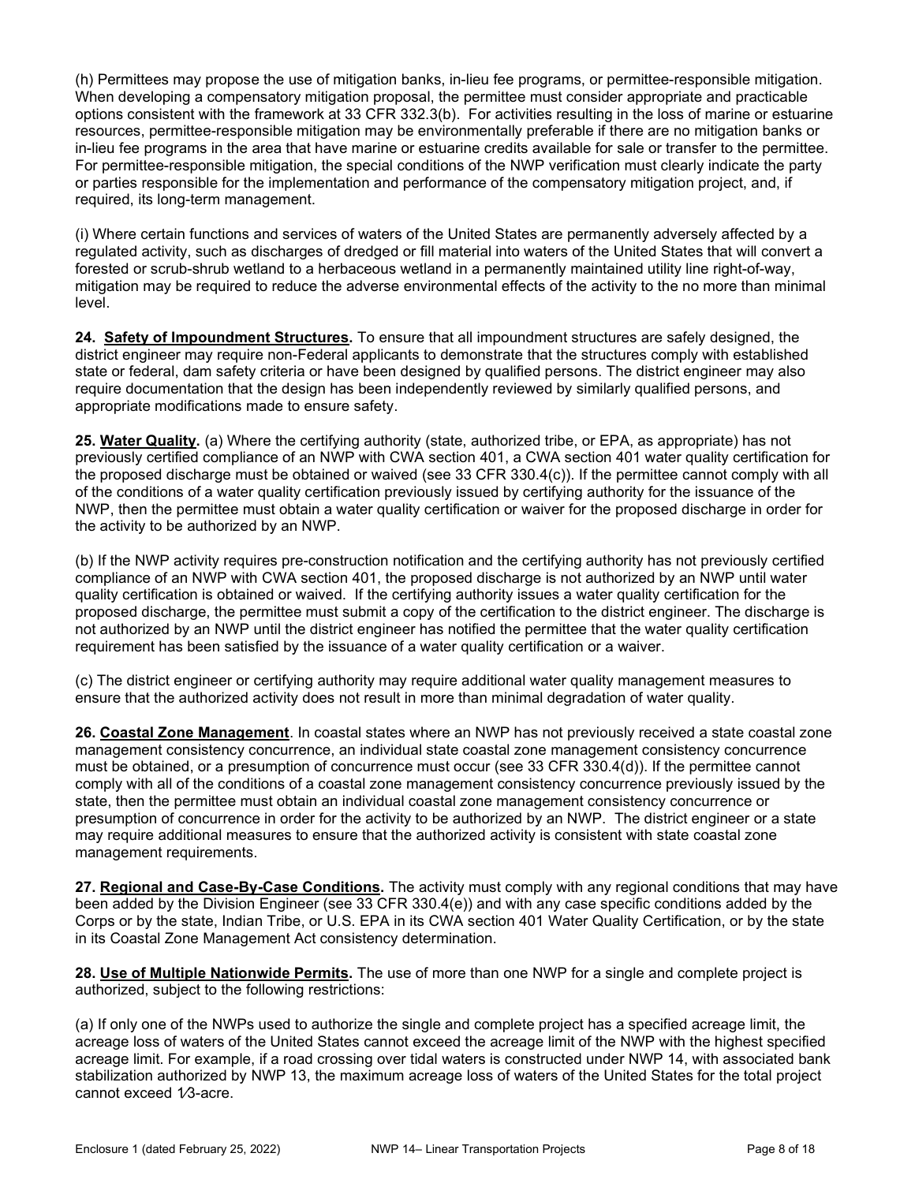(h) Permittees may propose the use of mitigation banks, in-lieu fee programs, or permittee-responsible mitigation. When developing a compensatory mitigation proposal, the permittee must consider appropriate and practicable options consistent with the framework at 33 CFR 332.3(b). For activities resulting in the loss of marine or estuarine resources, permittee-responsible mitigation may be environmentally preferable if there are no mitigation banks or in-lieu fee programs in the area that have marine or estuarine credits available for sale or transfer to the permittee. For permittee-responsible mitigation, the special conditions of the NWP verification must clearly indicate the party or parties responsible for the implementation and performance of the compensatory mitigation project, and, if required, its long-term management.

(i) Where certain functions and services of waters of the United States are permanently adversely affected by a regulated activity, such as discharges of dredged or fill material into waters of the United States that will convert a forested or scrub-shrub wetland to a herbaceous wetland in a permanently maintained utility line right-of-way, mitigation may be required to reduce the adverse environmental effects of the activity to the no more than minimal level.

**24. Safety of Impoundment Structures.** To ensure that all impoundment structures are safely designed, the district engineer may require non-Federal applicants to demonstrate that the structures comply with established state or federal, dam safety criteria or have been designed by qualified persons. The district engineer may also require documentation that the design has been independently reviewed by similarly qualified persons, and appropriate modifications made to ensure safety.

**25. Water Quality.** (a) Where the certifying authority (state, authorized tribe, or EPA, as appropriate) has not previously certified compliance of an NWP with CWA section 401, a CWA section 401 water quality certification for the proposed discharge must be obtained or waived (see 33 CFR 330.4(c)). If the permittee cannot comply with all of the conditions of a water quality certification previously issued by certifying authority for the issuance of the NWP, then the permittee must obtain a water quality certification or waiver for the proposed discharge in order for the activity to be authorized by an NWP.

(b) If the NWP activity requires pre-construction notification and the certifying authority has not previously certified compliance of an NWP with CWA section 401, the proposed discharge is not authorized by an NWP until water quality certification is obtained or waived. If the certifying authority issues a water quality certification for the proposed discharge, the permittee must submit a copy of the certification to the district engineer. The discharge is not authorized by an NWP until the district engineer has notified the permittee that the water quality certification requirement has been satisfied by the issuance of a water quality certification or a waiver.

(c) The district engineer or certifying authority may require additional water quality management measures to ensure that the authorized activity does not result in more than minimal degradation of water quality.

**26. Coastal Zone Management**. In coastal states where an NWP has not previously received a state coastal zone management consistency concurrence, an individual state coastal zone management consistency concurrence must be obtained, or a presumption of concurrence must occur (see 33 CFR 330.4(d)). If the permittee cannot comply with all of the conditions of a coastal zone management consistency concurrence previously issued by the state, then the permittee must obtain an individual coastal zone management consistency concurrence or presumption of concurrence in order for the activity to be authorized by an NWP. The district engineer or a state may require additional measures to ensure that the authorized activity is consistent with state coastal zone management requirements.

**27. Regional and Case-By-Case Conditions.** The activity must comply with any regional conditions that may have been added by the Division Engineer (see 33 CFR 330.4(e)) and with any case specific conditions added by the Corps or by the state, Indian Tribe, or U.S. EPA in its CWA section 401 Water Quality Certification, or by the state in its Coastal Zone Management Act consistency determination.

**28. Use of Multiple Nationwide Permits.** The use of more than one NWP for a single and complete project is authorized, subject to the following restrictions:

(a) If only one of the NWPs used to authorize the single and complete project has a specified acreage limit, the acreage loss of waters of the United States cannot exceed the acreage limit of the NWP with the highest specified acreage limit. For example, if a road crossing over tidal waters is constructed under NWP 14, with associated bank stabilization authorized by NWP 13, the maximum acreage loss of waters of the United States for the total project cannot exceed 1⁄3-acre.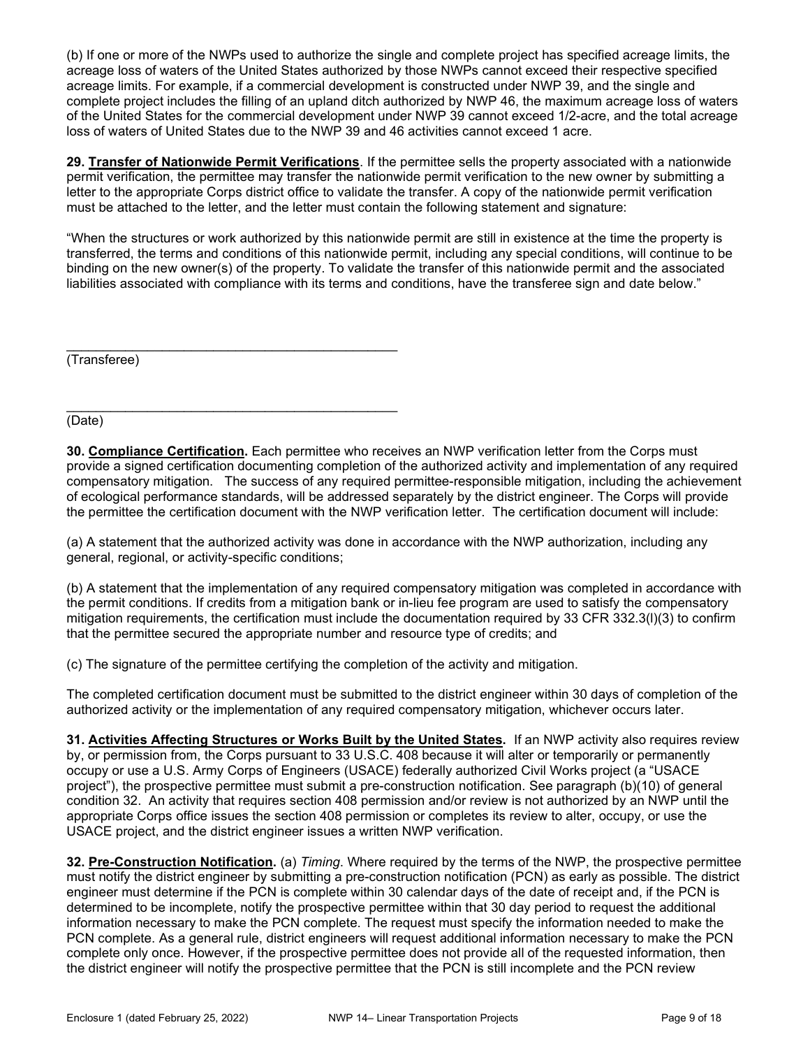(b) If one or more of the NWPs used to authorize the single and complete project has specified acreage limits, the acreage loss of waters of the United States authorized by those NWPs cannot exceed their respective specified acreage limits. For example, if a commercial development is constructed under NWP 39, and the single and complete project includes the filling of an upland ditch authorized by NWP 46, the maximum acreage loss of waters of the United States for the commercial development under NWP 39 cannot exceed 1/2-acre, and the total acreage loss of waters of United States due to the NWP 39 and 46 activities cannot exceed 1 acre.

**29. <u>Transfer of Nationwide Permit Verifications</u>**. If the permittee sells the property associated with a nationwide permit verification, the permittee may transfer the nationwide permit verification to the new owner by submitting a letter to the appropriate Corps district office to validate the transfer. A copy of the nationwide permit verification must be attached to the letter, and the letter must contain the following statement and signature:

"When the structures or work authorized by this nationwide permit are still in existence at the time the property is transferred, the terms and conditions of this nationwide permit, including any special conditions, will continue to be binding on the new owner(s) of the property. To validate the transfer of this nationwide permit and the associated liabilities associated with compliance with its terms and conditions, have the transferee sign and date below."

_______________________________________________
(Transferee)

_______________________________________________
(Date)

**30. <u>Compliance Certification</u>.** Each permittee who receives an NWP verification letter from the Corps must provide a signed certification documenting completion of the authorized activity and implementation of any required compensatory mitigation. The success of any required permittee-responsible mitigation, including the achievement of ecological performance standards, will be addressed separately by the district engineer. The Corps will provide the permittee the certification document with the NWP verification letter. The certification document will include:

(a) A statement that the authorized activity was done in accordance with the NWP authorization, including any general, regional, or activity-specific conditions;

(b) A statement that the implementation of any required compensatory mitigation was completed in accordance with the permit conditions. If credits from a mitigation bank or in-lieu fee program are used to satisfy the compensatory mitigation requirements, the certification must include the documentation required by 33 CFR 332.3(l)(3) to confirm that the permittee secured the appropriate number and resource type of credits; and

(c) The signature of the permittee certifying the completion of the activity and mitigation.

The completed certification document must be submitted to the district engineer within 30 days of completion of the authorized activity or the implementation of any required compensatory mitigation, whichever occurs later.

**31. <u>Activities Affecting Structures or Works Built by the United States</u>.** If an NWP activity also requires review by, or permission from, the Corps pursuant to 33 U.S.C. 408 because it will alter or temporarily or permanently occupy or use a U.S. Army Corps of Engineers (USACE) federally authorized Civil Works project (a "USACE project"), the prospective permittee must submit a pre-construction notification. See paragraph (b)(10) of general condition 32. An activity that requires section 408 permission and/or review is not authorized by an NWP until the appropriate Corps office issues the section 408 permission or completes its review to alter, occupy, or use the USACE project, and the district engineer issues a written NWP verification.

**32. <u>Pre-Construction Notification</u>.** (a) *Timing*. Where required by the terms of the NWP, the prospective permittee must notify the district engineer by submitting a pre-construction notification (PCN) as early as possible. The district engineer must determine if the PCN is complete within 30 calendar days of the date of receipt and, if the PCN is determined to be incomplete, notify the prospective permittee within that 30 day period to request the additional information necessary to make the PCN complete. The request must specify the information needed to make the PCN complete. As a general rule, district engineers will request additional information necessary to make the PCN complete only once. However, if the prospective permittee does not provide all of the requested information, then the district engineer will notify the prospective permittee that the PCN is still incomplete and the PCN review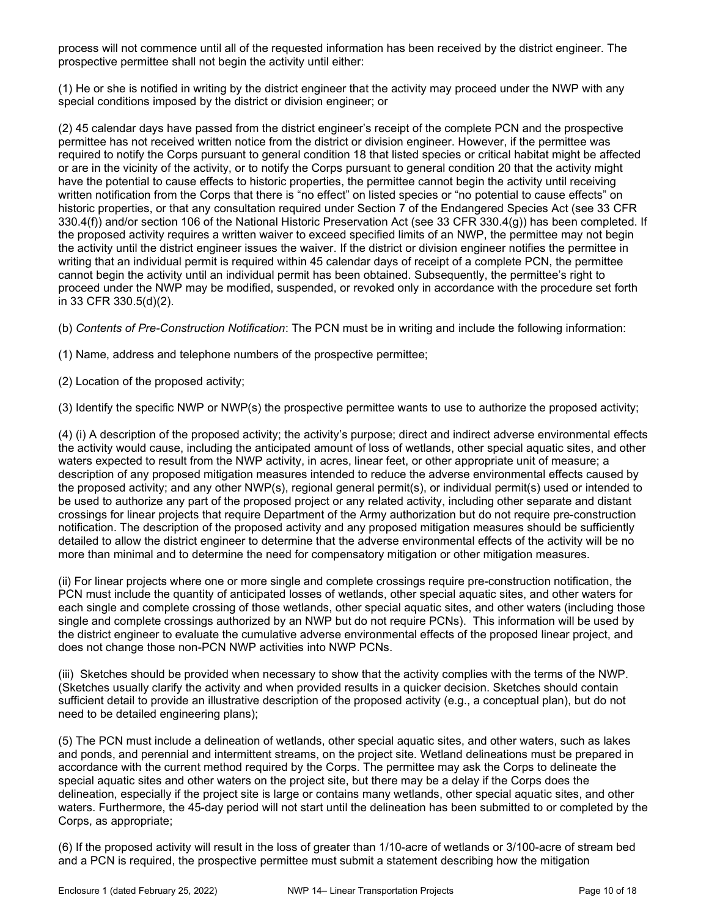process will not commence until all of the requested information has been received by the district engineer. The prospective permittee shall not begin the activity until either:

(1) He or she is notified in writing by the district engineer that the activity may proceed under the NWP with any special conditions imposed by the district or division engineer; or

(2) 45 calendar days have passed from the district engineer's receipt of the complete PCN and the prospective permittee has not received written notice from the district or division engineer. However, if the permittee was required to notify the Corps pursuant to general condition 18 that listed species or critical habitat might be affected or are in the vicinity of the activity, or to notify the Corps pursuant to general condition 20 that the activity might have the potential to cause effects to historic properties, the permittee cannot begin the activity until receiving written notification from the Corps that there is "no effect" on listed species or "no potential to cause effects" on historic properties, or that any consultation required under Section 7 of the Endangered Species Act (see 33 CFR 330.4(f)) and/or section 106 of the National Historic Preservation Act (see 33 CFR 330.4(g)) has been completed. If the proposed activity requires a written waiver to exceed specified limits of an NWP, the permittee may not begin the activity until the district engineer issues the waiver. If the district or division engineer notifies the permittee in writing that an individual permit is required within 45 calendar days of receipt of a complete PCN, the permittee cannot begin the activity until an individual permit has been obtained. Subsequently, the permittee's right to proceed under the NWP may be modified, suspended, or revoked only in accordance with the procedure set forth in 33 CFR 330.5(d)(2).

(b) *Contents of Pre-Construction Notification*: The PCN must be in writing and include the following information:

(1) Name, address and telephone numbers of the prospective permittee;

(2) Location of the proposed activity;

(3) Identify the specific NWP or NWP(s) the prospective permittee wants to use to authorize the proposed activity;

(4) (i) A description of the proposed activity; the activity's purpose; direct and indirect adverse environmental effects the activity would cause, including the anticipated amount of loss of wetlands, other special aquatic sites, and other waters expected to result from the NWP activity, in acres, linear feet, or other appropriate unit of measure; a description of any proposed mitigation measures intended to reduce the adverse environmental effects caused by the proposed activity; and any other NWP(s), regional general permit(s), or individual permit(s) used or intended to be used to authorize any part of the proposed project or any related activity, including other separate and distant crossings for linear projects that require Department of the Army authorization but do not require pre-construction notification. The description of the proposed activity and any proposed mitigation measures should be sufficiently detailed to allow the district engineer to determine that the adverse environmental effects of the activity will be no more than minimal and to determine the need for compensatory mitigation or other mitigation measures.

(ii) For linear projects where one or more single and complete crossings require pre-construction notification, the PCN must include the quantity of anticipated losses of wetlands, other special aquatic sites, and other waters for each single and complete crossing of those wetlands, other special aquatic sites, and other waters (including those single and complete crossings authorized by an NWP but do not require PCNs). This information will be used by the district engineer to evaluate the cumulative adverse environmental effects of the proposed linear project, and does not change those non-PCN NWP activities into NWP PCNs.

(iii) Sketches should be provided when necessary to show that the activity complies with the terms of the NWP. (Sketches usually clarify the activity and when provided results in a quicker decision. Sketches should contain sufficient detail to provide an illustrative description of the proposed activity (e.g., a conceptual plan), but do not need to be detailed engineering plans);

(5) The PCN must include a delineation of wetlands, other special aquatic sites, and other waters, such as lakes and ponds, and perennial and intermittent streams, on the project site. Wetland delineations must be prepared in accordance with the current method required by the Corps. The permittee may ask the Corps to delineate the special aquatic sites and other waters on the project site, but there may be a delay if the Corps does the delineation, especially if the project site is large or contains many wetlands, other special aquatic sites, and other waters. Furthermore, the 45-day period will not start until the delineation has been submitted to or completed by the Corps, as appropriate;

(6) If the proposed activity will result in the loss of greater than 1/10-acre of wetlands or 3/100-acre of stream bed and a PCN is required, the prospective permittee must submit a statement describing how the mitigation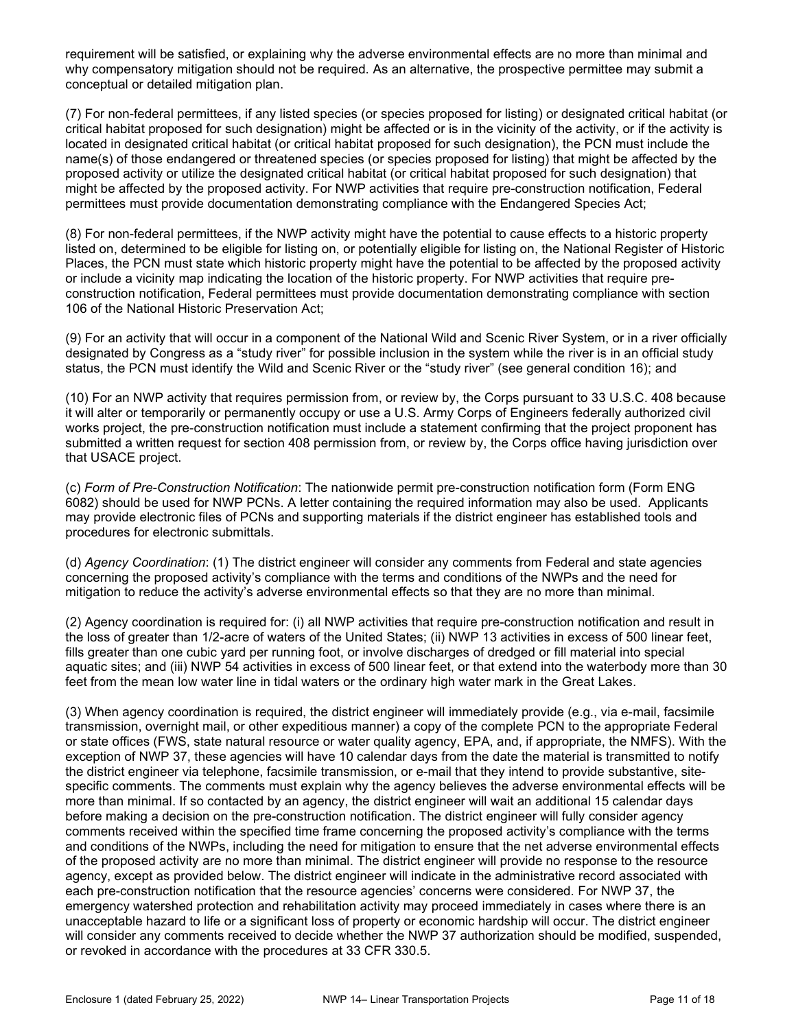requirement will be satisfied, or explaining why the adverse environmental effects are no more than minimal and why compensatory mitigation should not be required. As an alternative, the prospective permittee may submit a conceptual or detailed mitigation plan.

(7) For non-federal permittees, if any listed species (or species proposed for listing) or designated critical habitat (or critical habitat proposed for such designation) might be affected or is in the vicinity of the activity, or if the activity is located in designated critical habitat (or critical habitat proposed for such designation), the PCN must include the name(s) of those endangered or threatened species (or species proposed for listing) that might be affected by the proposed activity or utilize the designated critical habitat (or critical habitat proposed for such designation) that might be affected by the proposed activity. For NWP activities that require pre-construction notification, Federal permittees must provide documentation demonstrating compliance with the Endangered Species Act;

(8) For non-federal permittees, if the NWP activity might have the potential to cause effects to a historic property listed on, determined to be eligible for listing on, or potentially eligible for listing on, the National Register of Historic Places, the PCN must state which historic property might have the potential to be affected by the proposed activity or include a vicinity map indicating the location of the historic property. For NWP activities that require pre-construction notification, Federal permittees must provide documentation demonstrating compliance with section 106 of the National Historic Preservation Act;

(9) For an activity that will occur in a component of the National Wild and Scenic River System, or in a river officially designated by Congress as a "study river" for possible inclusion in the system while the river is in an official study status, the PCN must identify the Wild and Scenic River or the "study river" (see general condition 16); and

(10) For an NWP activity that requires permission from, or review by, the Corps pursuant to 33 U.S.C. 408 because it will alter or temporarily or permanently occupy or use a U.S. Army Corps of Engineers federally authorized civil works project, the pre-construction notification must include a statement confirming that the project proponent has submitted a written request for section 408 permission from, or review by, the Corps office having jurisdiction over that USACE project.

(c) *Form of Pre-Construction Notification*: The nationwide permit pre-construction notification form (Form ENG 6082) should be used for NWP PCNs. A letter containing the required information may also be used. Applicants may provide electronic files of PCNs and supporting materials if the district engineer has established tools and procedures for electronic submittals.

(d) *Agency Coordination*: (1) The district engineer will consider any comments from Federal and state agencies concerning the proposed activity's compliance with the terms and conditions of the NWPs and the need for mitigation to reduce the activity's adverse environmental effects so that they are no more than minimal.

(2) Agency coordination is required for: (i) all NWP activities that require pre-construction notification and result in the loss of greater than 1/2-acre of waters of the United States; (ii) NWP 13 activities in excess of 500 linear feet, fills greater than one cubic yard per running foot, or involve discharges of dredged or fill material into special aquatic sites; and (iii) NWP 54 activities in excess of 500 linear feet, or that extend into the waterbody more than 30 feet from the mean low water line in tidal waters or the ordinary high water mark in the Great Lakes.

(3) When agency coordination is required, the district engineer will immediately provide (e.g., via e-mail, facsimile transmission, overnight mail, or other expeditious manner) a copy of the complete PCN to the appropriate Federal or state offices (FWS, state natural resource or water quality agency, EPA, and, if appropriate, the NMFS). With the exception of NWP 37, these agencies will have 10 calendar days from the date the material is transmitted to notify the district engineer via telephone, facsimile transmission, or e-mail that they intend to provide substantive, site-specific comments. The comments must explain why the agency believes the adverse environmental effects will be more than minimal. If so contacted by an agency, the district engineer will wait an additional 15 calendar days before making a decision on the pre-construction notification. The district engineer will fully consider agency comments received within the specified time frame concerning the proposed activity's compliance with the terms and conditions of the NWPs, including the need for mitigation to ensure that the net adverse environmental effects of the proposed activity are no more than minimal. The district engineer will provide no response to the resource agency, except as provided below. The district engineer will indicate in the administrative record associated with each pre-construction notification that the resource agencies' concerns were considered. For NWP 37, the emergency watershed protection and rehabilitation activity may proceed immediately in cases where there is an unacceptable hazard to life or a significant loss of property or economic hardship will occur. The district engineer will consider any comments received to decide whether the NWP 37 authorization should be modified, suspended, or revoked in accordance with the procedures at 33 CFR 330.5.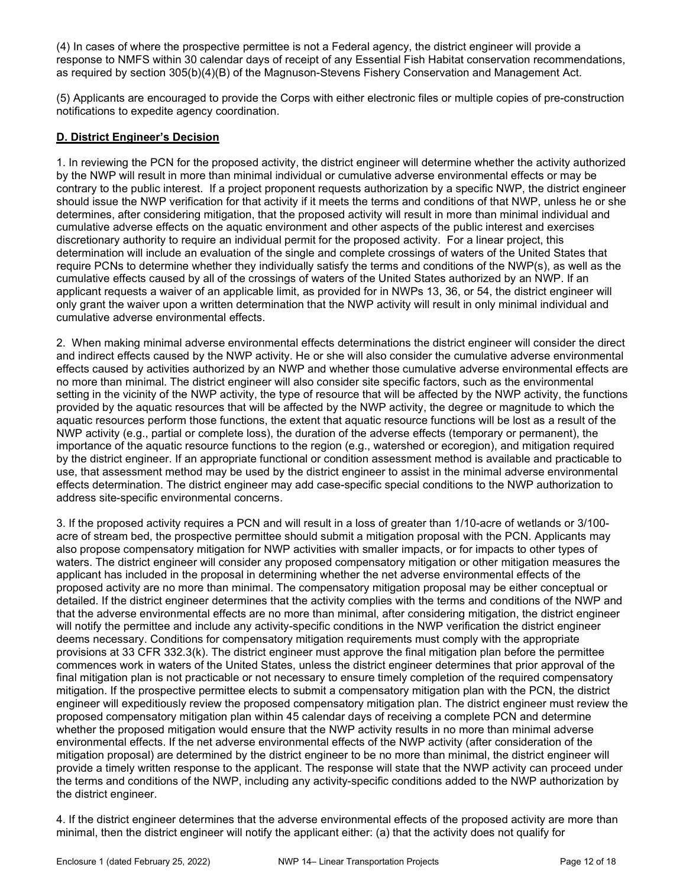(4) In cases of where the prospective permittee is not a Federal agency, the district engineer will provide a response to NMFS within 30 calendar days of receipt of any Essential Fish Habitat conservation recommendations, as required by section 305(b)(4)(B) of the Magnuson-Stevens Fishery Conservation and Management Act.

(5) Applicants are encouraged to provide the Corps with either electronic files or multiple copies of pre-construction notifications to expedite agency coordination.

**D. District Engineer's Decision**

1. In reviewing the PCN for the proposed activity, the district engineer will determine whether the activity authorized by the NWP will result in more than minimal individual or cumulative adverse environmental effects or may be contrary to the public interest. If a project proponent requests authorization by a specific NWP, the district engineer should issue the NWP verification for that activity if it meets the terms and conditions of that NWP, unless he or she determines, after considering mitigation, that the proposed activity will result in more than minimal individual and cumulative adverse effects on the aquatic environment and other aspects of the public interest and exercises discretionary authority to require an individual permit for the proposed activity. For a linear project, this determination will include an evaluation of the single and complete crossings of waters of the United States that require PCNs to determine whether they individually satisfy the terms and conditions of the NWP(s), as well as the cumulative effects caused by all of the crossings of waters of the United States authorized by an NWP. If an applicant requests a waiver of an applicable limit, as provided for in NWPs 13, 36, or 54, the district engineer will only grant the waiver upon a written determination that the NWP activity will result in only minimal individual and cumulative adverse environmental effects.

2. When making minimal adverse environmental effects determinations the district engineer will consider the direct and indirect effects caused by the NWP activity. He or she will also consider the cumulative adverse environmental effects caused by activities authorized by an NWP and whether those cumulative adverse environmental effects are no more than minimal. The district engineer will also consider site specific factors, such as the environmental setting in the vicinity of the NWP activity, the type of resource that will be affected by the NWP activity, the functions provided by the aquatic resources that will be affected by the NWP activity, the degree or magnitude to which the aquatic resources perform those functions, the extent that aquatic resource functions will be lost as a result of the NWP activity (e.g., partial or complete loss), the duration of the adverse effects (temporary or permanent), the importance of the aquatic resource functions to the region (e.g., watershed or ecoregion), and mitigation required by the district engineer. If an appropriate functional or condition assessment method is available and practicable to use, that assessment method may be used by the district engineer to assist in the minimal adverse environmental effects determination. The district engineer may add case-specific special conditions to the NWP authorization to address site-specific environmental concerns.

3. If the proposed activity requires a PCN and will result in a loss of greater than 1/10-acre of wetlands or 3/100-acre of stream bed, the prospective permittee should submit a mitigation proposal with the PCN. Applicants may also propose compensatory mitigation for NWP activities with smaller impacts, or for impacts to other types of waters. The district engineer will consider any proposed compensatory mitigation or other mitigation measures the applicant has included in the proposal in determining whether the net adverse environmental effects of the proposed activity are no more than minimal. The compensatory mitigation proposal may be either conceptual or detailed. If the district engineer determines that the activity complies with the terms and conditions of the NWP and that the adverse environmental effects are no more than minimal, after considering mitigation, the district engineer will notify the permittee and include any activity-specific conditions in the NWP verification the district engineer deems necessary. Conditions for compensatory mitigation requirements must comply with the appropriate provisions at 33 CFR 332.3(k). The district engineer must approve the final mitigation plan before the permittee commences work in waters of the United States, unless the district engineer determines that prior approval of the final mitigation plan is not practicable or not necessary to ensure timely completion of the required compensatory mitigation. If the prospective permittee elects to submit a compensatory mitigation plan with the PCN, the district engineer will expeditiously review the proposed compensatory mitigation plan. The district engineer must review the proposed compensatory mitigation plan within 45 calendar days of receiving a complete PCN and determine whether the proposed mitigation would ensure that the NWP activity results in no more than minimal adverse environmental effects. If the net adverse environmental effects of the NWP activity (after consideration of the mitigation proposal) are determined by the district engineer to be no more than minimal, the district engineer will provide a timely written response to the applicant. The response will state that the NWP activity can proceed under the terms and conditions of the NWP, including any activity-specific conditions added to the NWP authorization by the district engineer.

4. If the district engineer determines that the adverse environmental effects of the proposed activity are more than minimal, then the district engineer will notify the applicant either: (a) that the activity does not qualify for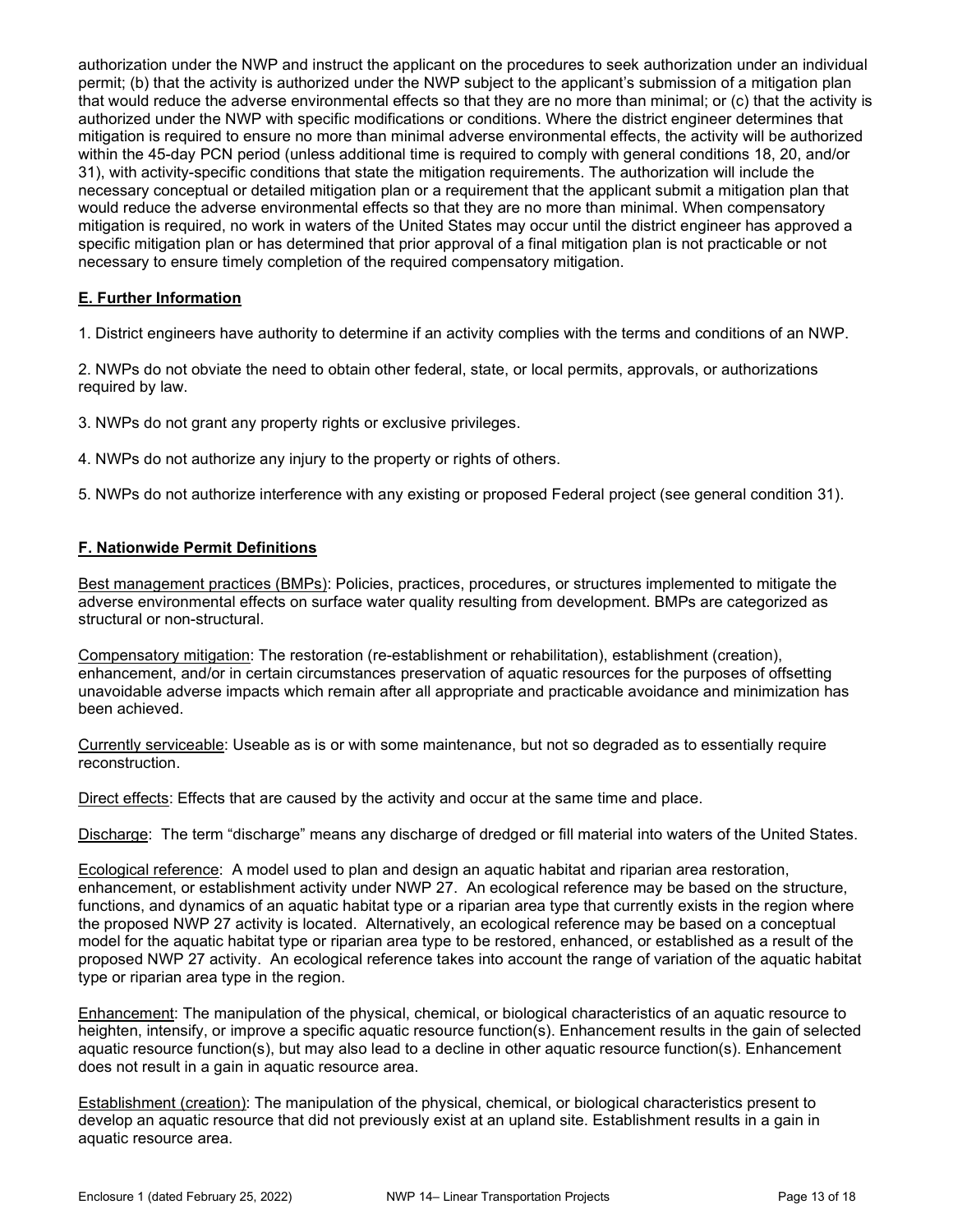authorization under the NWP and instruct the applicant on the procedures to seek authorization under an individual permit; (b) that the activity is authorized under the NWP subject to the applicant's submission of a mitigation plan that would reduce the adverse environmental effects so that they are no more than minimal; or (c) that the activity is authorized under the NWP with specific modifications or conditions. Where the district engineer determines that mitigation is required to ensure no more than minimal adverse environmental effects, the activity will be authorized within the 45-day PCN period (unless additional time is required to comply with general conditions 18, 20, and/or 31), with activity-specific conditions that state the mitigation requirements. The authorization will include the necessary conceptual or detailed mitigation plan or a requirement that the applicant submit a mitigation plan that would reduce the adverse environmental effects so that they are no more than minimal. When compensatory mitigation is required, no work in waters of the United States may occur until the district engineer has approved a specific mitigation plan or has determined that prior approval of a final mitigation plan is not practicable or not necessary to ensure timely completion of the required compensatory mitigation.

## E. Further Information

1. District engineers have authority to determine if an activity complies with the terms and conditions of an NWP.

2. NWPs do not obviate the need to obtain other federal, state, or local permits, approvals, or authorizations required by law.

3. NWPs do not grant any property rights or exclusive privileges.

4. NWPs do not authorize any injury to the property or rights of others.

5. NWPs do not authorize interference with any existing or proposed Federal project (see general condition 31).

## F. Nationwide Permit Definitions

Best management practices (BMPs): Policies, practices, procedures, or structures implemented to mitigate the adverse environmental effects on surface water quality resulting from development. BMPs are categorized as structural or non-structural.

Compensatory mitigation: The restoration (re-establishment or rehabilitation), establishment (creation), enhancement, and/or in certain circumstances preservation of aquatic resources for the purposes of offsetting unavoidable adverse impacts which remain after all appropriate and practicable avoidance and minimization has been achieved.

Currently serviceable: Useable as is or with some maintenance, but not so degraded as to essentially require reconstruction.

Direct effects: Effects that are caused by the activity and occur at the same time and place.

Discharge: The term "discharge" means any discharge of dredged or fill material into waters of the United States.

Ecological reference: A model used to plan and design an aquatic habitat and riparian area restoration, enhancement, or establishment activity under NWP 27. An ecological reference may be based on the structure, functions, and dynamics of an aquatic habitat type or a riparian area type that currently exists in the region where the proposed NWP 27 activity is located. Alternatively, an ecological reference may be based on a conceptual model for the aquatic habitat type or riparian area type to be restored, enhanced, or established as a result of the proposed NWP 27 activity. An ecological reference takes into account the range of variation of the aquatic habitat type or riparian area type in the region.

Enhancement: The manipulation of the physical, chemical, or biological characteristics of an aquatic resource to heighten, intensify, or improve a specific aquatic resource function(s). Enhancement results in the gain of selected aquatic resource function(s), but may also lead to a decline in other aquatic resource function(s). Enhancement does not result in a gain in aquatic resource area.

Establishment (creation): The manipulation of the physical, chemical, or biological characteristics present to develop an aquatic resource that did not previously exist at an upland site. Establishment results in a gain in aquatic resource area.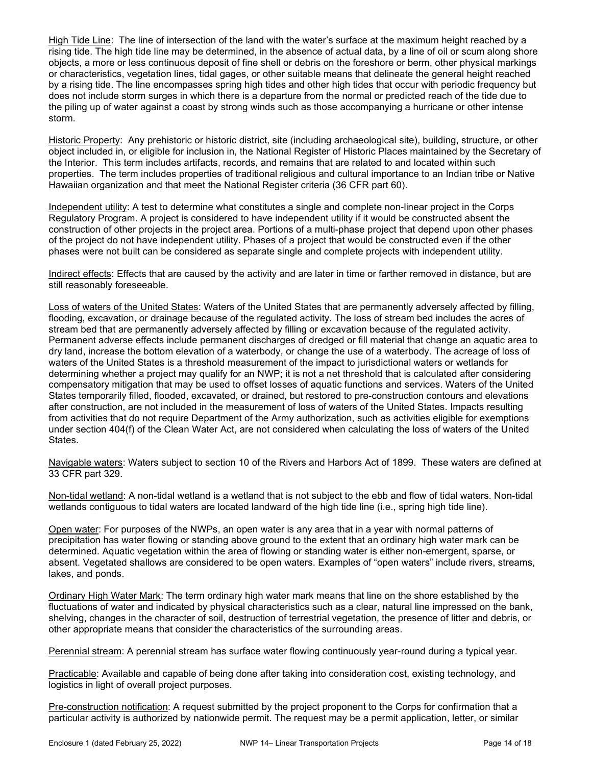High Tide Line: The line of intersection of the land with the water's surface at the maximum height reached by a rising tide. The high tide line may be determined, in the absence of actual data, by a line of oil or scum along shore objects, a more or less continuous deposit of fine shell or debris on the foreshore or berm, other physical markings or characteristics, vegetation lines, tidal gages, or other suitable means that delineate the general height reached by a rising tide. The line encompasses spring high tides and other high tides that occur with periodic frequency but does not include storm surges in which there is a departure from the normal or predicted reach of the tide due to the piling up of water against a coast by strong winds such as those accompanying a hurricane or other intense storm.

Historic Property: Any prehistoric or historic district, site (including archaeological site), building, structure, or other object included in, or eligible for inclusion in, the National Register of Historic Places maintained by the Secretary of the Interior. This term includes artifacts, records, and remains that are related to and located within such properties. The term includes properties of traditional religious and cultural importance to an Indian tribe or Native Hawaiian organization and that meet the National Register criteria (36 CFR part 60).

Independent utility: A test to determine what constitutes a single and complete non-linear project in the Corps Regulatory Program. A project is considered to have independent utility if it would be constructed absent the construction of other projects in the project area. Portions of a multi-phase project that depend upon other phases of the project do not have independent utility. Phases of a project that would be constructed even if the other phases were not built can be considered as separate single and complete projects with independent utility.

Indirect effects: Effects that are caused by the activity and are later in time or farther removed in distance, but are still reasonably foreseeable.

Loss of waters of the United States: Waters of the United States that are permanently adversely affected by filling, flooding, excavation, or drainage because of the regulated activity. The loss of stream bed includes the acres of stream bed that are permanently adversely affected by filling or excavation because of the regulated activity. Permanent adverse effects include permanent discharges of dredged or fill material that change an aquatic area to dry land, increase the bottom elevation of a waterbody, or change the use of a waterbody. The acreage of loss of waters of the United States is a threshold measurement of the impact to jurisdictional waters or wetlands for determining whether a project may qualify for an NWP; it is not a net threshold that is calculated after considering compensatory mitigation that may be used to offset losses of aquatic functions and services. Waters of the United States temporarily filled, flooded, excavated, or drained, but restored to pre-construction contours and elevations after construction, are not included in the measurement of loss of waters of the United States. Impacts resulting from activities that do not require Department of the Army authorization, such as activities eligible for exemptions under section 404(f) of the Clean Water Act, are not considered when calculating the loss of waters of the United States.

Navigable waters: Waters subject to section 10 of the Rivers and Harbors Act of 1899. These waters are defined at 33 CFR part 329.

Non-tidal wetland: A non-tidal wetland is a wetland that is not subject to the ebb and flow of tidal waters. Non-tidal wetlands contiguous to tidal waters are located landward of the high tide line (i.e., spring high tide line).

Open water: For purposes of the NWPs, an open water is any area that in a year with normal patterns of precipitation has water flowing or standing above ground to the extent that an ordinary high water mark can be determined. Aquatic vegetation within the area of flowing or standing water is either non-emergent, sparse, or absent. Vegetated shallows are considered to be open waters. Examples of "open waters" include rivers, streams, lakes, and ponds.

Ordinary High Water Mark: The term ordinary high water mark means that line on the shore established by the fluctuations of water and indicated by physical characteristics such as a clear, natural line impressed on the bank, shelving, changes in the character of soil, destruction of terrestrial vegetation, the presence of litter and debris, or other appropriate means that consider the characteristics of the surrounding areas.

Perennial stream: A perennial stream has surface water flowing continuously year-round during a typical year.

Practicable: Available and capable of being done after taking into consideration cost, existing technology, and logistics in light of overall project purposes.

Pre-construction notification: A request submitted by the project proponent to the Corps for confirmation that a particular activity is authorized by nationwide permit. The request may be a permit application, letter, or similar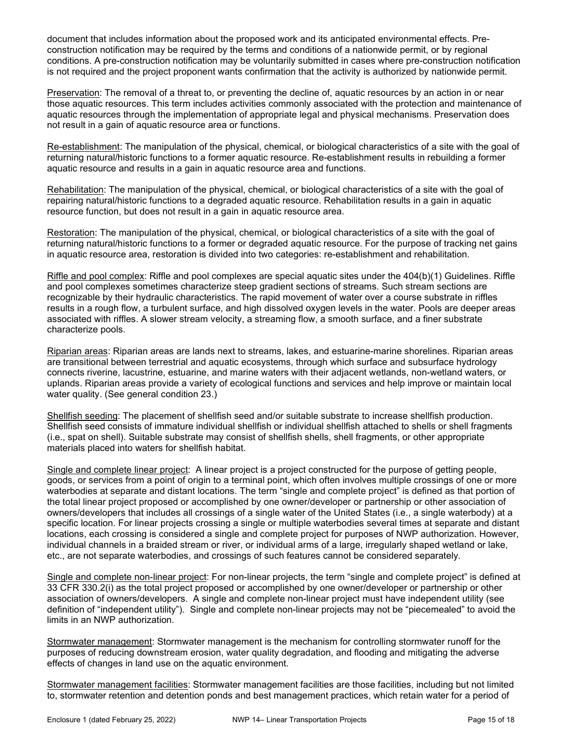document that includes information about the proposed work and its anticipated environmental effects. Pre-construction notification may be required by the terms and conditions of a nationwide permit, or by regional conditions. A pre-construction notification may be voluntarily submitted in cases where pre-construction notification is not required and the project proponent wants confirmation that the activity is authorized by nationwide permit.

<u>Preservation</u>: The removal of a threat to, or preventing the decline of, aquatic resources by an action in or near those aquatic resources. This term includes activities commonly associated with the protection and maintenance of aquatic resources through the implementation of appropriate legal and physical mechanisms. Preservation does not result in a gain of aquatic resource area or functions.

<u>Re-establishment</u>: The manipulation of the physical, chemical, or biological characteristics of a site with the goal of returning natural/historic functions to a former aquatic resource. Re-establishment results in rebuilding a former aquatic resource and results in a gain in aquatic resource area and functions.

<u>Rehabilitation</u>: The manipulation of the physical, chemical, or biological characteristics of a site with the goal of repairing natural/historic functions to a degraded aquatic resource. Rehabilitation results in a gain in aquatic resource function, but does not result in a gain in aquatic resource area.

<u>Restoration</u>: The manipulation of the physical, chemical, or biological characteristics of a site with the goal of returning natural/historic functions to a former or degraded aquatic resource. For the purpose of tracking net gains in aquatic resource area, restoration is divided into two categories: re-establishment and rehabilitation.

<u>Riffle and pool complex</u>: Riffle and pool complexes are special aquatic sites under the 404(b)(1) Guidelines. Riffle and pool complexes sometimes characterize steep gradient sections of streams. Such stream sections are recognizable by their hydraulic characteristics. The rapid movement of water over a course substrate in riffles results in a rough flow, a turbulent surface, and high dissolved oxygen levels in the water. Pools are deeper areas associated with riffles. A slower stream velocity, a streaming flow, a smooth surface, and a finer substrate characterize pools.

<u>Riparian areas</u>: Riparian areas are lands next to streams, lakes, and estuarine-marine shorelines. Riparian areas are transitional between terrestrial and aquatic ecosystems, through which surface and subsurface hydrology connects riverine, lacustrine, estuarine, and marine waters with their adjacent wetlands, non-wetland waters, or uplands. Riparian areas provide a variety of ecological functions and services and help improve or maintain local water quality. (See general condition 23.)

<u>Shellfish seeding</u>: The placement of shellfish seed and/or suitable substrate to increase shellfish production. Shellfish seed consists of immature individual shellfish or individual shellfish attached to shells or shell fragments (i.e., spat on shell). Suitable substrate may consist of shellfish shells, shell fragments, or other appropriate materials placed into waters for shellfish habitat.

<u>Single and complete linear project</u>: A linear project is a project constructed for the purpose of getting people, goods, or services from a point of origin to a terminal point, which often involves multiple crossings of one or more waterbodies at separate and distant locations. The term "single and complete project" is defined as that portion of the total linear project proposed or accomplished by one owner/developer or partnership or other association of owners/developers that includes all crossings of a single water of the United States (i.e., a single waterbody) at a specific location. For linear projects crossing a single or multiple waterbodies several times at separate and distant locations, each crossing is considered a single and complete project for purposes of NWP authorization. However, individual channels in a braided stream or river, or individual arms of a large, irregularly shaped wetland or lake, etc., are not separate waterbodies, and crossings of such features cannot be considered separately.

<u>Single and complete non-linear project</u>: For non-linear projects, the term "single and complete project" is defined at 33 CFR 330.2(i) as the total project proposed or accomplished by one owner/developer or partnership or other association of owners/developers. A single and complete non-linear project must have independent utility (see definition of "independent utility"). Single and complete non-linear projects may not be "piecemealed" to avoid the limits in an NWP authorization.

<u>Stormwater management</u>: Stormwater management is the mechanism for controlling stormwater runoff for the purposes of reducing downstream erosion, water quality degradation, and flooding and mitigating the adverse effects of changes in land use on the aquatic environment.

<u>Stormwater management facilities</u>: Stormwater management facilities are those facilities, including but not limited to, stormwater retention and detention ponds and best management practices, which retain water for a period of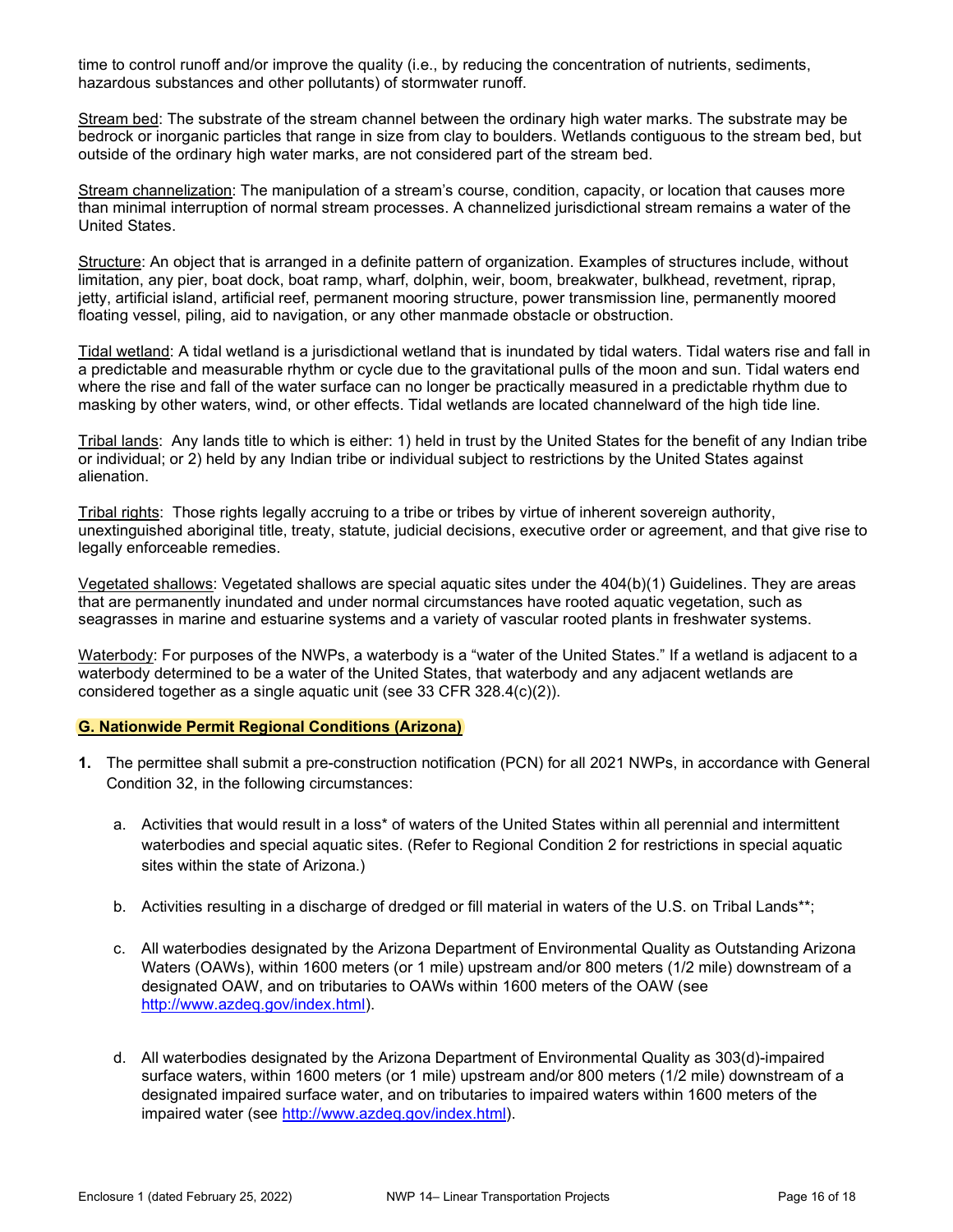time to control runoff and/or improve the quality (i.e., by reducing the concentration of nutrients, sediments, hazardous substances and other pollutants) of stormwater runoff.

Stream bed: The substrate of the stream channel between the ordinary high water marks. The substrate may be bedrock or inorganic particles that range in size from clay to boulders. Wetlands contiguous to the stream bed, but outside of the ordinary high water marks, are not considered part of the stream bed.

Stream channelization: The manipulation of a stream's course, condition, capacity, or location that causes more than minimal interruption of normal stream processes. A channelized jurisdictional stream remains a water of the United States.

Structure: An object that is arranged in a definite pattern of organization. Examples of structures include, without limitation, any pier, boat dock, boat ramp, wharf, dolphin, weir, boom, breakwater, bulkhead, revetment, riprap, jetty, artificial island, artificial reef, permanent mooring structure, power transmission line, permanently moored floating vessel, piling, aid to navigation, or any other manmade obstacle or obstruction.

Tidal wetland: A tidal wetland is a jurisdictional wetland that is inundated by tidal waters. Tidal waters rise and fall in a predictable and measurable rhythm or cycle due to the gravitational pulls of the moon and sun. Tidal waters end where the rise and fall of the water surface can no longer be practically measured in a predictable rhythm due to masking by other waters, wind, or other effects. Tidal wetlands are located channelward of the high tide line.

Tribal lands: Any lands title to which is either: 1) held in trust by the United States for the benefit of any Indian tribe or individual; or 2) held by any Indian tribe or individual subject to restrictions by the United States against alienation.

Tribal rights: Those rights legally accruing to a tribe or tribes by virtue of inherent sovereign authority, unextinguished aboriginal title, treaty, statute, judicial decisions, executive order or agreement, and that give rise to legally enforceable remedies.

Vegetated shallows: Vegetated shallows are special aquatic sites under the 404(b)(1) Guidelines. They are areas that are permanently inundated and under normal circumstances have rooted aquatic vegetation, such as seagrasses in marine and estuarine systems and a variety of vascular rooted plants in freshwater systems.

Waterbody: For purposes of the NWPs, a waterbody is a "water of the United States." If a wetland is adjacent to a waterbody determined to be a water of the United States, that waterbody and any adjacent wetlands are considered together as a single aquatic unit (see 33 CFR 328.4(c)(2)).

## G. Nationwide Permit Regional Conditions (Arizona)

**1.** The permittee shall submit a pre-construction notification (PCN) for all 2021 NWPs, in accordance with General Condition 32, in the following circumstances:

a. Activities that would result in a loss* of waters of the United States within all perennial and intermittent waterbodies and special aquatic sites. (Refer to Regional Condition 2 for restrictions in special aquatic sites within the state of Arizona.)

b. Activities resulting in a discharge of dredged or fill material in waters of the U.S. on Tribal Lands**;

c. All waterbodies designated by the Arizona Department of Environmental Quality as Outstanding Arizona Waters (OAWs), within 1600 meters (or 1 mile) upstream and/or 800 meters (1/2 mile) downstream of a designated OAW, and on tributaries to OAWs within 1600 meters of the OAW (see http://www.azdeq.gov/index.html).

d. All waterbodies designated by the Arizona Department of Environmental Quality as 303(d)-impaired surface waters, within 1600 meters (or 1 mile) upstream and/or 800 meters (1/2 mile) downstream of a designated impaired surface water, and on tributaries to impaired waters within 1600 meters of the impaired water (see http://www.azdeq.gov/index.html).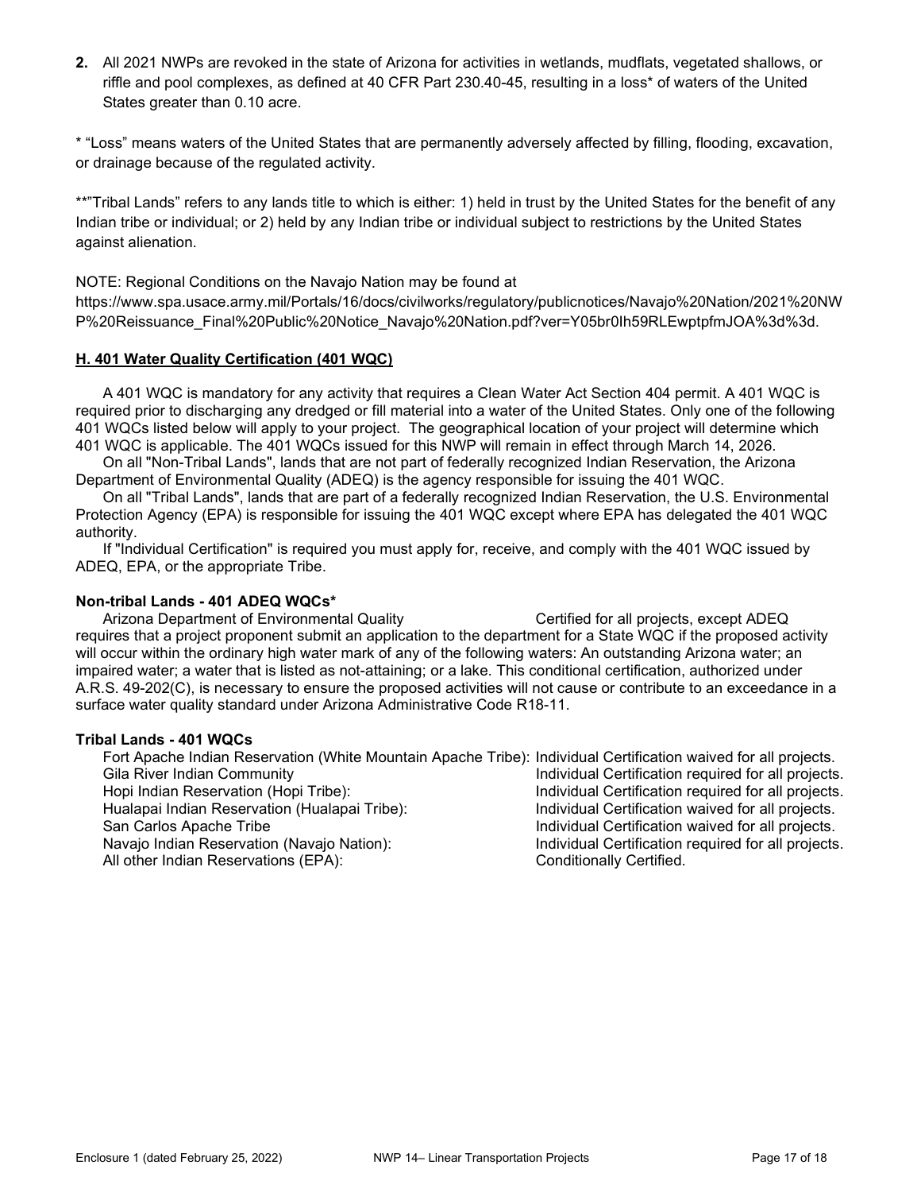**2.** All 2021 NWPs are revoked in the state of Arizona for activities in wetlands, mudflats, vegetated shallows, or riffle and pool complexes, as defined at 40 CFR Part 230.40-45, resulting in a loss* of waters of the United States greater than 0.10 acre.

* "Loss" means waters of the United States that are permanently adversely affected by filling, flooding, excavation, or drainage because of the regulated activity.

**"Tribal Lands" refers to any lands title to which is either: 1) held in trust by the United States for the benefit of any Indian tribe or individual; or 2) held by any Indian tribe or individual subject to restrictions by the United States against alienation.

NOTE: Regional Conditions on the Navajo Nation may be found at https://www.spa.usace.army.mil/Portals/16/docs/civilworks/regulatory/publicnotices/Navajo%20Nation/2021%20NWP%20Reissuance_Final%20Public%20Notice_Navajo%20Nation.pdf?ver=Y05br0Ih59RLEwptpfmJOA%3d%3d.

## H. 401 Water Quality Certification (401 WQC)

A 401 WQC is mandatory for any activity that requires a Clean Water Act Section 404 permit. A 401 WQC is required prior to discharging any dredged or fill material into a water of the United States. Only one of the following 401 WQCs listed below will apply to your project. The geographical location of your project will determine which 401 WQC is applicable. The 401 WQCs issued for this NWP will remain in effect through March 14, 2026.

On all "Non-Tribal Lands", lands that are not part of federally recognized Indian Reservation, the Arizona Department of Environmental Quality (ADEQ) is the agency responsible for issuing the 401 WQC.

On all "Tribal Lands", lands that are part of a federally recognized Indian Reservation, the U.S. Environmental Protection Agency (EPA) is responsible for issuing the 401 WQC except where EPA has delegated the 401 WQC authority.

If "Individual Certification" is required you must apply for, receive, and comply with the 401 WQC issued by ADEQ, EPA, or the appropriate Tribe.

### Non-tribal Lands - 401 ADEQ WQCs*

Arizona Department of Environmental Quality — Certified for all projects, except ADEQ requires that a project proponent submit an application to the department for a State WQC if the proposed activity will occur within the ordinary high water mark of any of the following waters: An outstanding Arizona water; an impaired water; a water that is listed as not-attaining; or a lake. This conditional certification, authorized under A.R.S. 49-202(C), is necessary to ensure the proposed activities will not cause or contribute to an exceedance in a surface water quality standard under Arizona Administrative Code R18-11.

### Tribal Lands - 401 WQCs

| Tribal Land | Certification |
|---|---|
| Fort Apache Indian Reservation (White Mountain Apache Tribe): | Individual Certification waived for all projects. |
| Gila River Indian Community | Individual Certification required for all projects. |
| Hopi Indian Reservation (Hopi Tribe): | Individual Certification required for all projects. |
| Hualapai Indian Reservation (Hualapai Tribe): | Individual Certification waived for all projects. |
| San Carlos Apache Tribe | Individual Certification waived for all projects. |
| Navajo Indian Reservation (Navajo Nation): | Individual Certification required for all projects. |
| All other Indian Reservations (EPA): | Conditionally Certified. |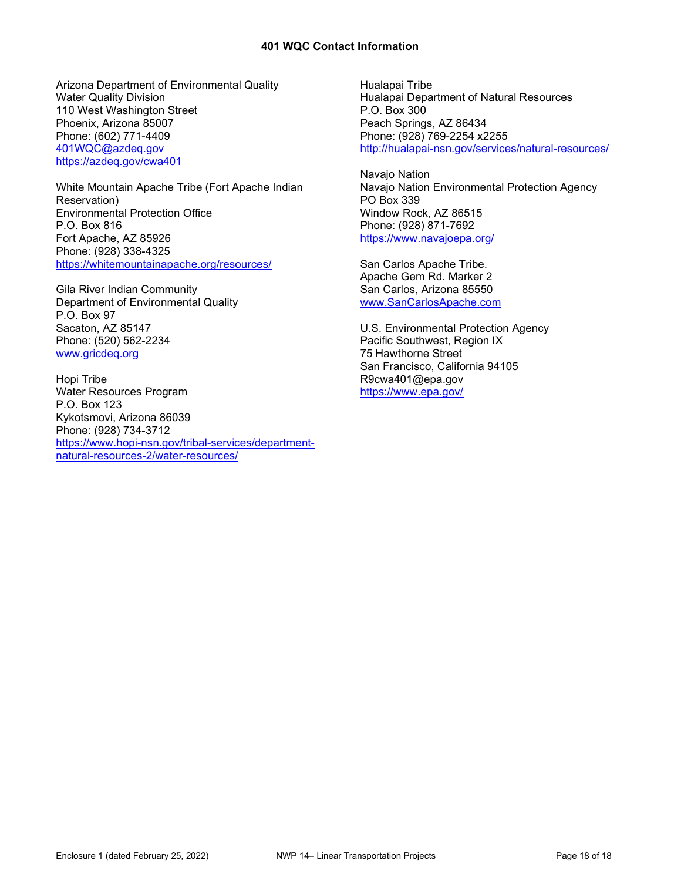**401 WQC Contact Information**

Arizona Department of Environmental Quality
Water Quality Division
110 West Washington Street
Phoenix, Arizona 85007
Phone: (602) 771-4409
401WQC@azdeq.gov
https://azdeq.gov/cwa401

White Mountain Apache Tribe (Fort Apache Indian Reservation)
Environmental Protection Office
P.O. Box 816
Fort Apache, AZ 85926
Phone: (928) 338-4325
https://whitemountainapache.org/resources/

Gila River Indian Community
Department of Environmental Quality
P.O. Box 97
Sacaton, AZ 85147
Phone: (520) 562-2234
www.gricdeq.org

Hopi Tribe
Water Resources Program
P.O. Box 123
Kykotsmovi, Arizona 86039
Phone: (928) 734-3712
https://www.hopi-nsn.gov/tribal-services/department-natural-resources-2/water-resources/

Hualapai Tribe
Hualapai Department of Natural Resources
P.O. Box 300
Peach Springs, AZ 86434
Phone: (928) 769-2254 x2255
http://hualapai-nsn.gov/services/natural-resources/

Navajo Nation
Navajo Nation Environmental Protection Agency
PO Box 339
Window Rock, AZ 86515
Phone: (928) 871-7692
https://www.navajoepa.org/

San Carlos Apache Tribe.
Apache Gem Rd. Marker 2
San Carlos, Arizona 85550
www.SanCarlosApache.com

U.S. Environmental Protection Agency
Pacific Southwest, Region IX
75 Hawthorne Street
San Francisco, California 94105
R9cwa401@epa.gov
https://www.epa.gov/